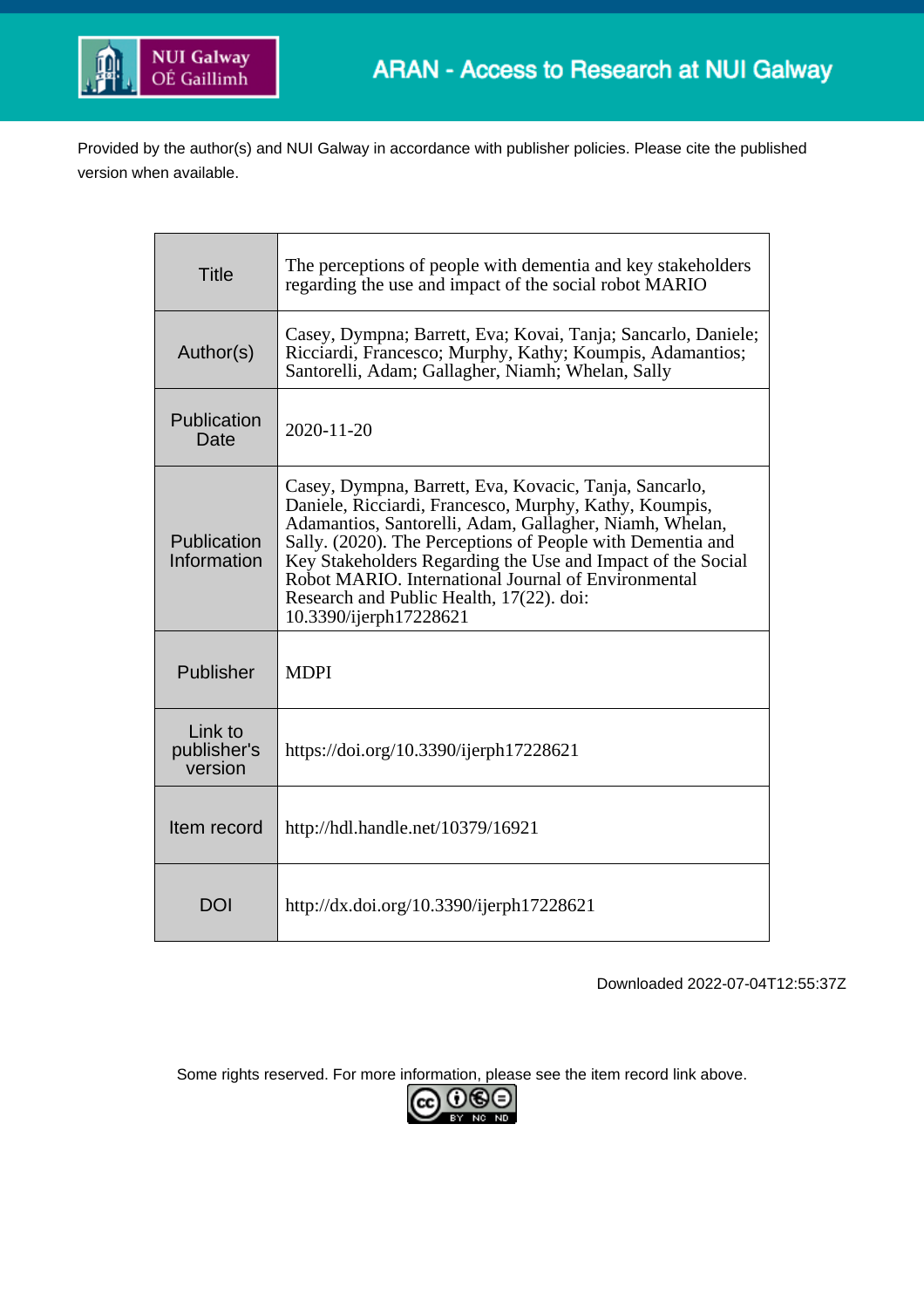NUI Galway
OÉ Gaillimh

ARAN - Access to Research at NUI Galway

Provided by the author(s) and NUI Galway in accordance with publisher policies. Please cite the published version when available.

| | |
|---|---|
| Title | The perceptions of people with dementia and key stakeholders regarding the use and impact of the social robot MARIO |
| Author(s) | Casey, Dympna; Barrett, Eva; Kovai, Tanja; Sancarlo, Daniele; Ricciardi, Francesco; Murphy, Kathy; Koumpis, Adamantios; Santorelli, Adam; Gallagher, Niamh; Whelan, Sally |
| Publication Date | 2020-11-20 |
| Publication Information | Casey, Dympna, Barrett, Eva, Kovacic, Tanja, Sancarlo, Daniele, Ricciardi, Francesco, Murphy, Kathy, Koumpis, Adamantios, Santorelli, Adam, Gallagher, Niamh, Whelan, Sally. (2020). The Perceptions of People with Dementia and Key Stakeholders Regarding the Use and Impact of the Social Robot MARIO. International Journal of Environmental Research and Public Health, 17(22). doi: 10.3390/ijerph17228621 |
| Publisher | MDPI |
| Link to publisher's version | https://doi.org/10.3390/ijerph17228621 |
| Item record | http://hdl.handle.net/10379/16921 |
| DOI | http://dx.doi.org/10.3390/ijerph17228621 |

Downloaded 2022-07-04T12:55:37Z

Some rights reserved. For more information, please see the item record link above.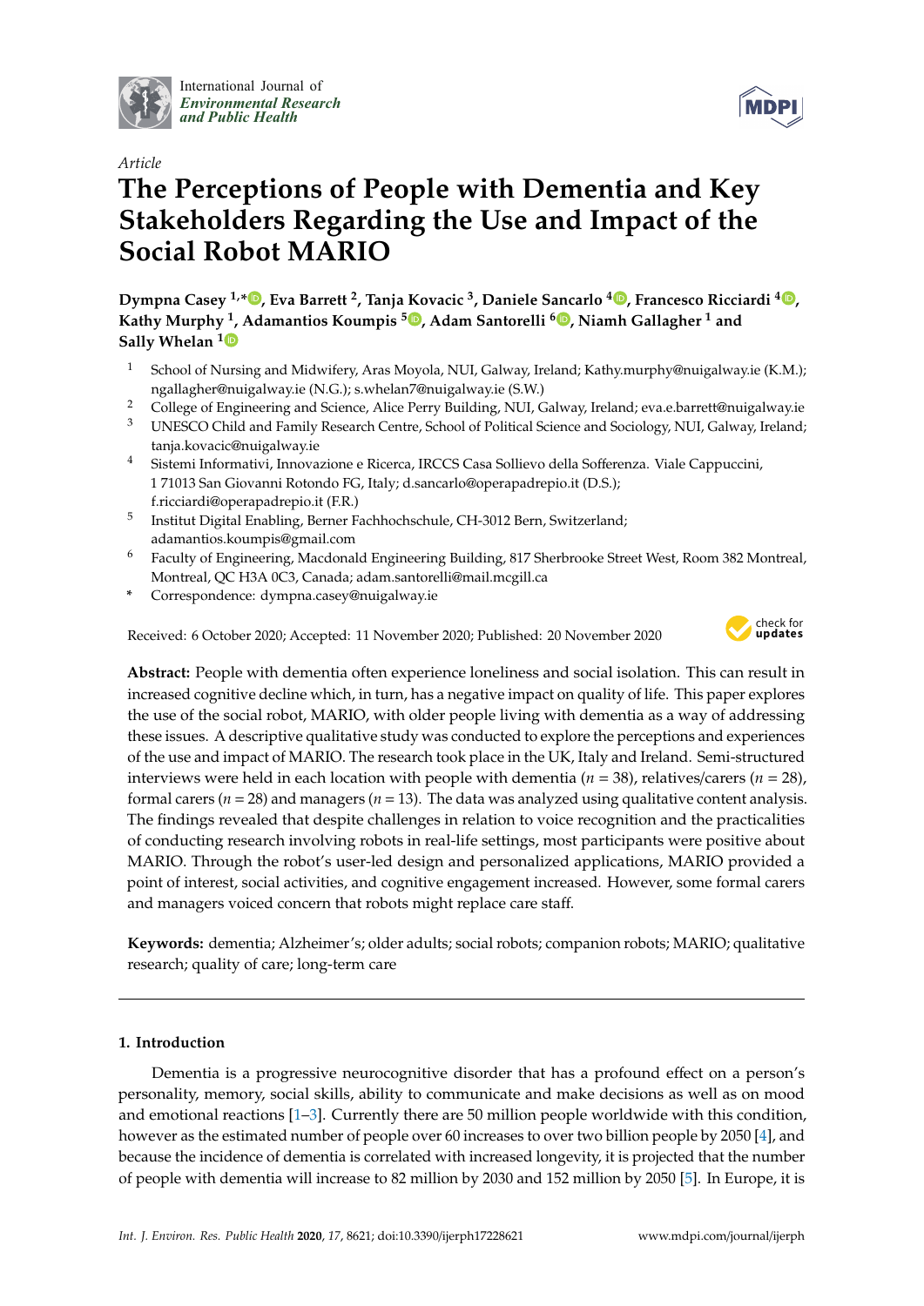Article

# The Perceptions of People with Dementia and Key Stakeholders Regarding the Use and Impact of the Social Robot MARIO

**Dympna Casey [1,*], Eva Barrett [2], Tanja Kovacic [3], Daniele Sancarlo [4], Francesco Ricciardi [4], Kathy Murphy [1], Adamantios Koumpis [5], Adam Santorelli [6], Niamh Gallagher [1] and Sally Whelan [1]**

1. School of Nursing and Midwifery, Aras Moyola, NUI, Galway, Ireland; Kathy.murphy@nuigalway.ie (K.M.); ngallagher@nuigalway.ie (N.G.); s.whelan7@nuigalway.ie (S.W.)
2. College of Engineering and Science, Alice Perry Building, NUI, Galway, Ireland; eva.e.barrett@nuigalway.ie
3. UNESCO Child and Family Research Centre, School of Political Science and Sociology, NUI, Galway, Ireland; tanja.kovacic@nuigalway.ie
4. Sistemi Informativi, Innovazione e Ricerca, IRCCS Casa Sollievo della Sofferenza. Viale Cappuccini, 1 71013 San Giovanni Rotondo FG, Italy; d.sancarlo@operapadrepio.it (D.S.); f.ricciardi@operapadrepio.it (F.R.)
5. Institut Digital Enabling, Berner Fachhochschule, CH-3012 Bern, Switzerland; adamantios.koumpis@gmail.com
6. Faculty of Engineering, Macdonald Engineering Building, 817 Sherbrooke Street West, Room 382 Montreal, Montreal, QC H3A 0C3, Canada; adam.santorelli@mail.mcgill.ca

\* Correspondence: dympna.casey@nuigalway.ie

Received: 6 October 2020; Accepted: 11 November 2020; Published: 20 November 2020

**Abstract:** People with dementia often experience loneliness and social isolation. This can result in increased cognitive decline which, in turn, has a negative impact on quality of life. This paper explores the use of the social robot, MARIO, with older people living with dementia as a way of addressing these issues. A descriptive qualitative study was conducted to explore the perceptions and experiences of the use and impact of MARIO. The research took place in the UK, Italy and Ireland. Semi-structured interviews were held in each location with people with dementia ($n = 38$), relatives/carers ($n = 28$), formal carers ($n = 28$) and managers ($n = 13$). The data was analyzed using qualitative content analysis. The findings revealed that despite challenges in relation to voice recognition and the practicalities of conducting research involving robots in real-life settings, most participants were positive about MARIO. Through the robot's user-led design and personalized applications, MARIO provided a point of interest, social activities, and cognitive engagement increased. However, some formal carers and managers voiced concern that robots might replace care staff.

**Keywords:** dementia; Alzheimer's; older adults; social robots; companion robots; MARIO; qualitative research; quality of care; long-term care

## 1. Introduction

Dementia is a progressive neurocognitive disorder that has a profound effect on a person's personality, memory, social skills, ability to communicate and make decisions as well as on mood and emotional reactions [1–3]. Currently there are 50 million people worldwide with this condition, however as the estimated number of people over 60 increases to over two billion people by 2050 [4], and because the incidence of dementia is correlated with increased longevity, it is projected that the number of people with dementia will increase to 82 million by 2030 and 152 million by 2050 [5]. In Europe, it is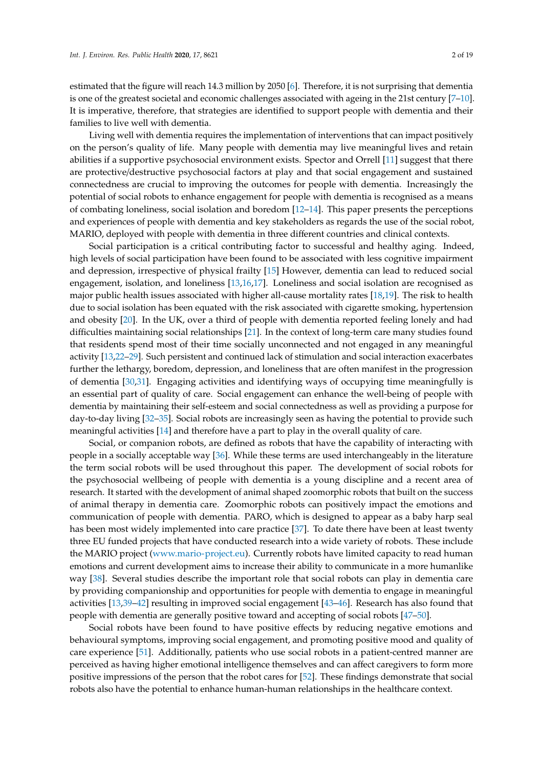estimated that the figure will reach 14.3 million by 2050 [6]. Therefore, it is not surprising that dementia is one of the greatest societal and economic challenges associated with ageing in the 21st century [7–10]. It is imperative, therefore, that strategies are identified to support people with dementia and their families to live well with dementia.

Living well with dementia requires the implementation of interventions that can impact positively on the person's quality of life. Many people with dementia may live meaningful lives and retain abilities if a supportive psychosocial environment exists. Spector and Orrell [11] suggest that there are protective/destructive psychosocial factors at play and that social engagement and sustained connectedness are crucial to improving the outcomes for people with dementia. Increasingly the potential of social robots to enhance engagement for people with dementia is recognised as a means of combating loneliness, social isolation and boredom [12–14]. This paper presents the perceptions and experiences of people with dementia and key stakeholders as regards the use of the social robot, MARIO, deployed with people with dementia in three different countries and clinical contexts.

Social participation is a critical contributing factor to successful and healthy aging. Indeed, high levels of social participation have been found to be associated with less cognitive impairment and depression, irrespective of physical frailty [15] However, dementia can lead to reduced social engagement, isolation, and loneliness [13,16,17]. Loneliness and social isolation are recognised as major public health issues associated with higher all-cause mortality rates [18,19]. The risk to health due to social isolation has been equated with the risk associated with cigarette smoking, hypertension and obesity [20]. In the UK, over a third of people with dementia reported feeling lonely and had difficulties maintaining social relationships [21]. In the context of long-term care many studies found that residents spend most of their time socially unconnected and not engaged in any meaningful activity [13,22–29]. Such persistent and continued lack of stimulation and social interaction exacerbates further the lethargy, boredom, depression, and loneliness that are often manifest in the progression of dementia [30,31]. Engaging activities and identifying ways of occupying time meaningfully is an essential part of quality of care. Social engagement can enhance the well-being of people with dementia by maintaining their self-esteem and social connectedness as well as providing a purpose for day-to-day living [32–35]. Social robots are increasingly seen as having the potential to provide such meaningful activities [14] and therefore have a part to play in the overall quality of care.

Social, or companion robots, are defined as robots that have the capability of interacting with people in a socially acceptable way [36]. While these terms are used interchangeably in the literature the term social robots will be used throughout this paper. The development of social robots for the psychosocial wellbeing of people with dementia is a young discipline and a recent area of research. It started with the development of animal shaped zoomorphic robots that built on the success of animal therapy in dementia care. Zoomorphic robots can positively impact the emotions and communication of people with dementia. PARO, which is designed to appear as a baby harp seal has been most widely implemented into care practice [37]. To date there have been at least twenty three EU funded projects that have conducted research into a wide variety of robots. These include the MARIO project (www.mario-project.eu). Currently robots have limited capacity to read human emotions and current development aims to increase their ability to communicate in a more humanlike way [38]. Several studies describe the important role that social robots can play in dementia care by providing companionship and opportunities for people with dementia to engage in meaningful activities [13,39–42] resulting in improved social engagement [43–46]. Research has also found that people with dementia are generally positive toward and accepting of social robots [47–50].

Social robots have been found to have positive effects by reducing negative emotions and behavioural symptoms, improving social engagement, and promoting positive mood and quality of care experience [51]. Additionally, patients who use social robots in a patient-centred manner are perceived as having higher emotional intelligence themselves and can affect caregivers to form more positive impressions of the person that the robot cares for [52]. These findings demonstrate that social robots also have the potential to enhance human-human relationships in the healthcare context.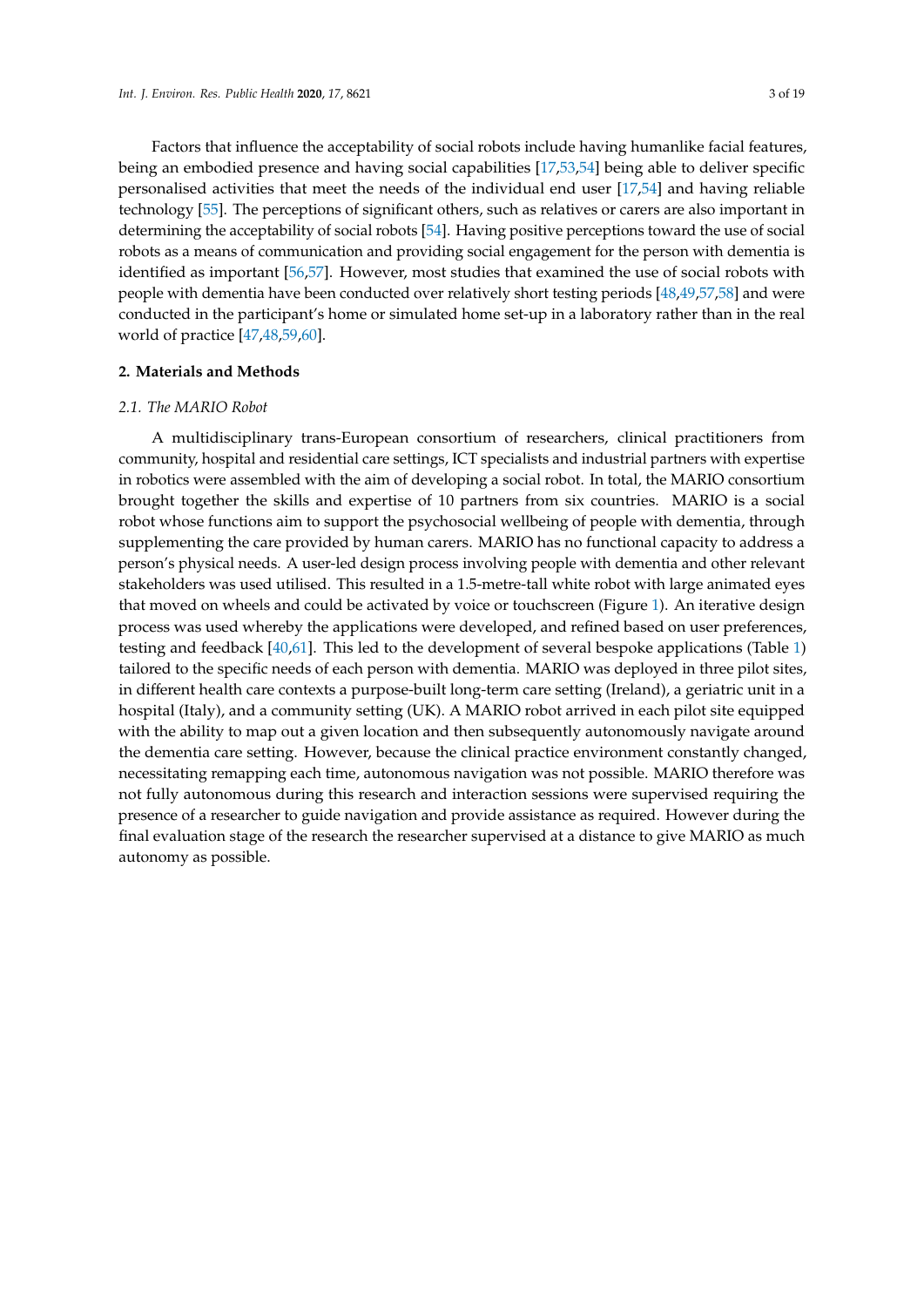Factors that influence the acceptability of social robots include having humanlike facial features, being an embodied presence and having social capabilities [17,53,54] being able to deliver specific personalised activities that meet the needs of the individual end user [17,54] and having reliable technology [55]. The perceptions of significant others, such as relatives or carers are also important in determining the acceptability of social robots [54]. Having positive perceptions toward the use of social robots as a means of communication and providing social engagement for the person with dementia is identified as important [56,57]. However, most studies that examined the use of social robots with people with dementia have been conducted over relatively short testing periods [48,49,57,58] and were conducted in the participant's home or simulated home set-up in a laboratory rather than in the real world of practice [47,48,59,60].

## 2. Materials and Methods

### *2.1. The MARIO Robot*

A multidisciplinary trans-European consortium of researchers, clinical practitioners from community, hospital and residential care settings, ICT specialists and industrial partners with expertise in robotics were assembled with the aim of developing a social robot. In total, the MARIO consortium brought together the skills and expertise of 10 partners from six countries. MARIO is a social robot whose functions aim to support the psychosocial wellbeing of people with dementia, through supplementing the care provided by human carers. MARIO has no functional capacity to address a person's physical needs. A user-led design process involving people with dementia and other relevant stakeholders was used utilised. This resulted in a 1.5-metre-tall white robot with large animated eyes that moved on wheels and could be activated by voice or touchscreen (Figure 1). An iterative design process was used whereby the applications were developed, and refined based on user preferences, testing and feedback [40,61]. This led to the development of several bespoke applications (Table 1) tailored to the specific needs of each person with dementia. MARIO was deployed in three pilot sites, in different health care contexts a purpose-built long-term care setting (Ireland), a geriatric unit in a hospital (Italy), and a community setting (UK). A MARIO robot arrived in each pilot site equipped with the ability to map out a given location and then subsequently autonomously navigate around the dementia care setting. However, because the clinical practice environment constantly changed, necessitating remapping each time, autonomous navigation was not possible. MARIO therefore was not fully autonomous during this research and interaction sessions were supervised requiring the presence of a researcher to guide navigation and provide assistance as required. However during the final evaluation stage of the research the researcher supervised at a distance to give MARIO as much autonomy as possible.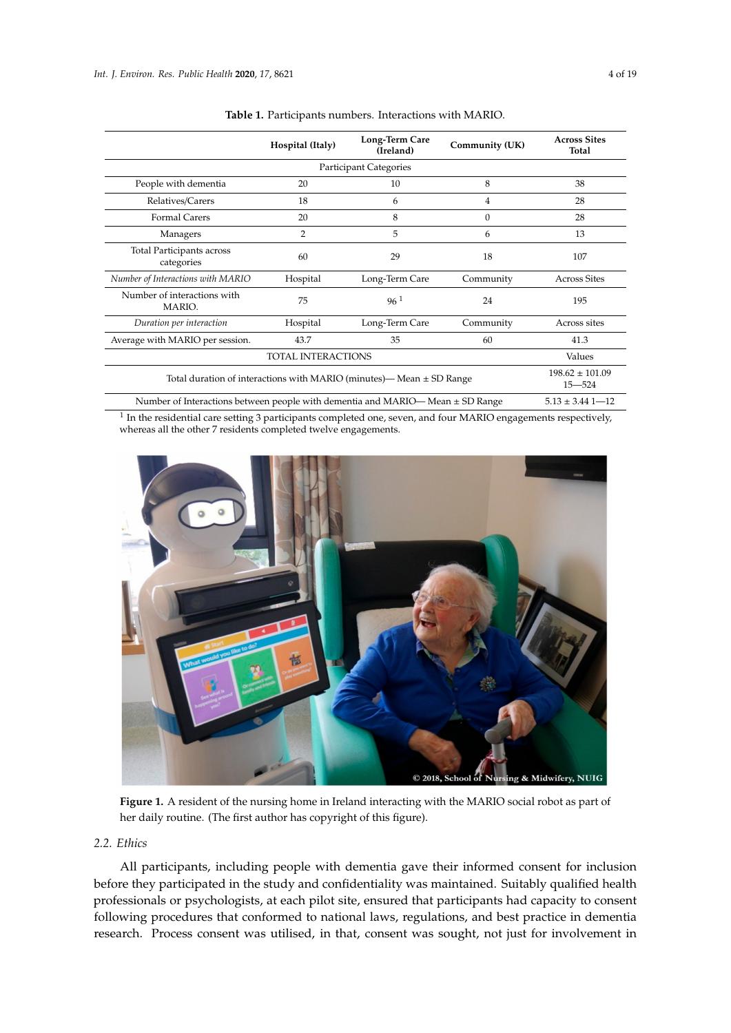Table 1. Participants numbers. Interactions with MARIO.

| | Hospital (Italy) | Long-Term Care (Ireland) | Community (UK) | Across Sites Total |
|---|---|---|---|---|
| Participant Categories | | | | |
| People with dementia | 20 | 10 | 8 | 38 |
| Relatives/Carers | 18 | 6 | 4 | 28 |
| Formal Carers | 20 | 8 | 0 | 28 |
| Managers | 2 | 5 | 6 | 13 |
| Total Participants across categories | 60 | 29 | 18 | 107 |
| *Number of Interactions with MARIO* | Hospital | Long-Term Care | Community | Across Sites |
| Number of interactions with MARIO. | 75 | 96 [1] | 24 | 195 |
| *Duration per interaction* | Hospital | Long-Term Care | Community | Across sites |
| Average with MARIO per session. | 43.7 | 35 | 60 | 41.3 |
| TOTAL INTERACTIONS | | | | Values |
| Total duration of interactions with MARIO (minutes)— Mean ± SD Range | | | | 198.62 ± 101.09 15—524 |
| Number of Interactions between people with dementia and MARIO— Mean ± SD Range | | | | 5.13 ± 3.44 1—12 |

[1] In the residential care setting 3 participants completed one, seven, and four MARIO engagements respectively, whereas all the other 7 residents completed twelve engagements.

Figure 1. A resident of the nursing home in Ireland interacting with the MARIO social robot as part of her daily routine. (The first author has copyright of this figure).

### 2.2. Ethics

All participants, including people with dementia gave their informed consent for inclusion before they participated in the study and confidentiality was maintained. Suitably qualified health professionals or psychologists, at each pilot site, ensured that participants had capacity to consent following procedures that conformed to national laws, regulations, and best practice in dementia research. Process consent was utilised, in that, consent was sought, not just for involvement in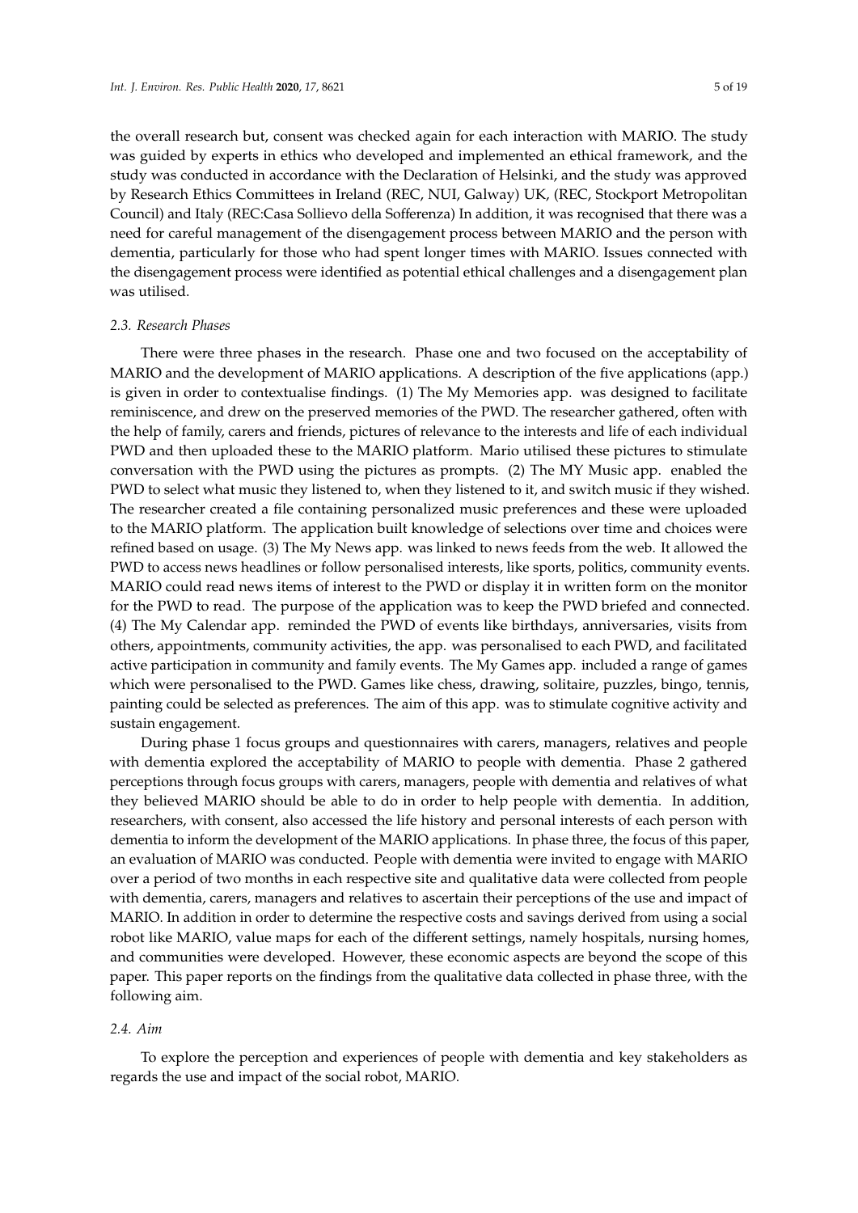the overall research but, consent was checked again for each interaction with MARIO. The study was guided by experts in ethics who developed and implemented an ethical framework, and the study was conducted in accordance with the Declaration of Helsinki, and the study was approved by Research Ethics Committees in Ireland (REC, NUI, Galway) UK, (REC, Stockport Metropolitan Council) and Italy (REC:Casa Sollievo della Sofferenza) In addition, it was recognised that there was a need for careful management of the disengagement process between MARIO and the person with dementia, particularly for those who had spent longer times with MARIO. Issues connected with the disengagement process were identified as potential ethical challenges and a disengagement plan was utilised.

### *2.3. Research Phases*

There were three phases in the research. Phase one and two focused on the acceptability of MARIO and the development of MARIO applications. A description of the five applications (app.) is given in order to contextualise findings. (1) The My Memories app. was designed to facilitate reminiscence, and drew on the preserved memories of the PWD. The researcher gathered, often with the help of family, carers and friends, pictures of relevance to the interests and life of each individual PWD and then uploaded these to the MARIO platform. Mario utilised these pictures to stimulate conversation with the PWD using the pictures as prompts. (2) The MY Music app. enabled the PWD to select what music they listened to, when they listened to it, and switch music if they wished. The researcher created a file containing personalized music preferences and these were uploaded to the MARIO platform. The application built knowledge of selections over time and choices were refined based on usage. (3) The My News app. was linked to news feeds from the web. It allowed the PWD to access news headlines or follow personalised interests, like sports, politics, community events. MARIO could read news items of interest to the PWD or display it in written form on the monitor for the PWD to read. The purpose of the application was to keep the PWD briefed and connected. (4) The My Calendar app. reminded the PWD of events like birthdays, anniversaries, visits from others, appointments, community activities, the app. was personalised to each PWD, and facilitated active participation in community and family events. The My Games app. included a range of games which were personalised to the PWD. Games like chess, drawing, solitaire, puzzles, bingo, tennis, painting could be selected as preferences. The aim of this app. was to stimulate cognitive activity and sustain engagement.

During phase 1 focus groups and questionnaires with carers, managers, relatives and people with dementia explored the acceptability of MARIO to people with dementia. Phase 2 gathered perceptions through focus groups with carers, managers, people with dementia and relatives of what they believed MARIO should be able to do in order to help people with dementia. In addition, researchers, with consent, also accessed the life history and personal interests of each person with dementia to inform the development of the MARIO applications. In phase three, the focus of this paper, an evaluation of MARIO was conducted. People with dementia were invited to engage with MARIO over a period of two months in each respective site and qualitative data were collected from people with dementia, carers, managers and relatives to ascertain their perceptions of the use and impact of MARIO. In addition in order to determine the respective costs and savings derived from using a social robot like MARIO, value maps for each of the different settings, namely hospitals, nursing homes, and communities were developed. However, these economic aspects are beyond the scope of this paper. This paper reports on the findings from the qualitative data collected in phase three, with the following aim.

### *2.4. Aim*

To explore the perception and experiences of people with dementia and key stakeholders as regards the use and impact of the social robot, MARIO.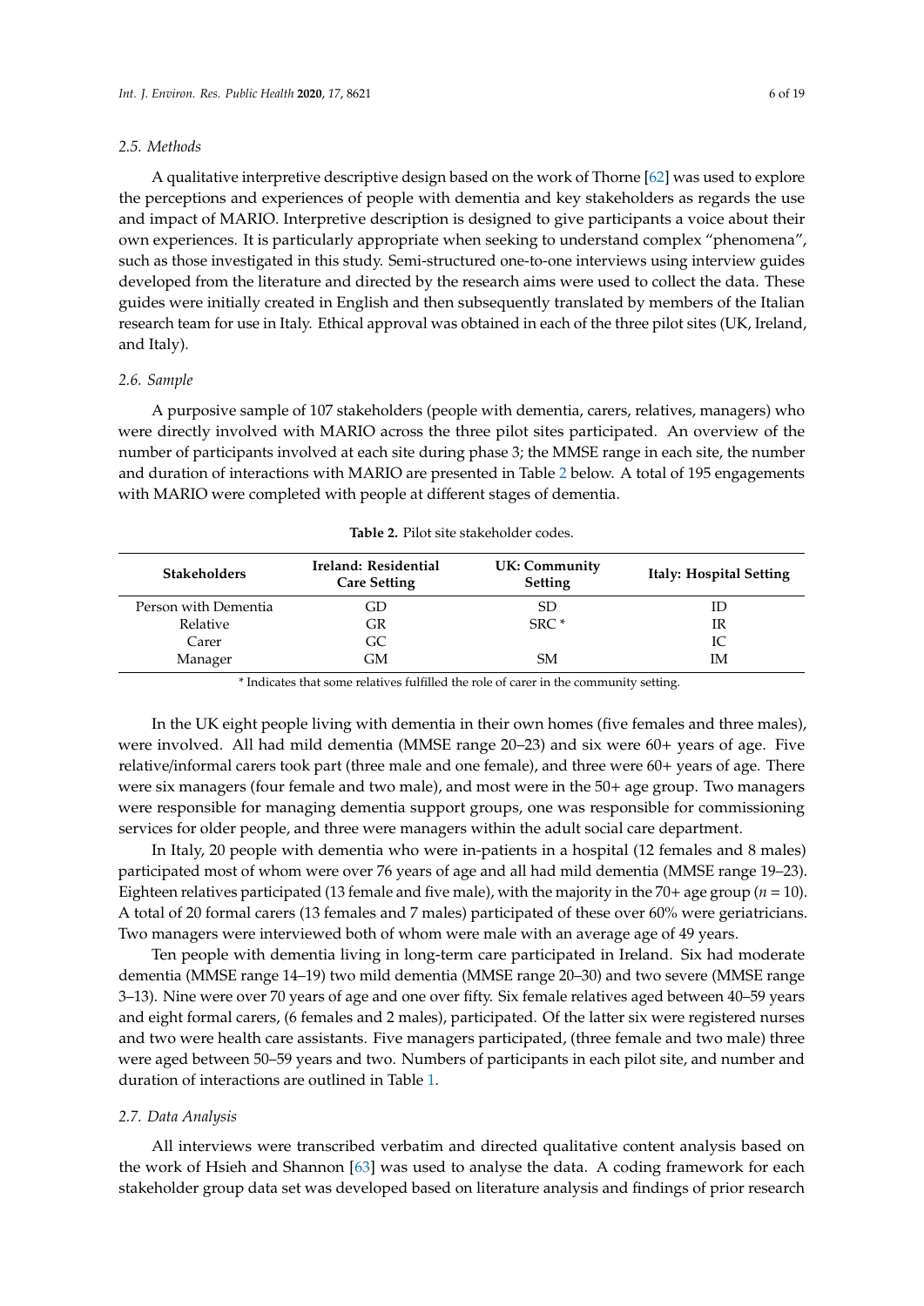### 2.5. Methods

A qualitative interpretive descriptive design based on the work of Thorne [62] was used to explore the perceptions and experiences of people with dementia and key stakeholders as regards the use and impact of MARIO. Interpretive description is designed to give participants a voice about their own experiences. It is particularly appropriate when seeking to understand complex "phenomena", such as those investigated in this study. Semi-structured one-to-one interviews using interview guides developed from the literature and directed by the research aims were used to collect the data. These guides were initially created in English and then subsequently translated by members of the Italian research team for use in Italy. Ethical approval was obtained in each of the three pilot sites (UK, Ireland, and Italy).

### 2.6. Sample

A purposive sample of 107 stakeholders (people with dementia, carers, relatives, managers) who were directly involved with MARIO across the three pilot sites participated. An overview of the number of participants involved at each site during phase 3; the MMSE range in each site, the number and duration of interactions with MARIO are presented in Table 2 below. A total of 195 engagements with MARIO were completed with people at different stages of dementia.

**Table 2.** Pilot site stakeholder codes.

| Stakeholders | Ireland: Residential Care Setting | UK: Community Setting | Italy: Hospital Setting |
|---|---|---|---|
| Person with Dementia | GD | SD | ID |
| Relative | GR | SRC * | IR |
| Carer | GC | | IC |
| Manager | GM | SM | IM |

\* Indicates that some relatives fulfilled the role of carer in the community setting.

In the UK eight people living with dementia in their own homes (five females and three males), were involved. All had mild dementia (MMSE range 20–23) and six were 60+ years of age. Five relative/informal carers took part (three male and one female), and three were 60+ years of age. There were six managers (four female and two male), and most were in the 50+ age group. Two managers were responsible for managing dementia support groups, one was responsible for commissioning services for older people, and three were managers within the adult social care department.

In Italy, 20 people with dementia who were in-patients in a hospital (12 females and 8 males) participated most of whom were over 76 years of age and all had mild dementia (MMSE range 19–23). Eighteen relatives participated (13 female and five male), with the majority in the 70+ age group ($n = 10$). A total of 20 formal carers (13 females and 7 males) participated of these over 60% were geriatricians. Two managers were interviewed both of whom were male with an average age of 49 years.

Ten people with dementia living in long-term care participated in Ireland. Six had moderate dementia (MMSE range 14–19) two mild dementia (MMSE range 20–30) and two severe (MMSE range 3–13). Nine were over 70 years of age and one over fifty. Six female relatives aged between 40–59 years and eight formal carers, (6 females and 2 males), participated. Of the latter six were registered nurses and two were health care assistants. Five managers participated, (three female and two male) three were aged between 50–59 years and two. Numbers of participants in each pilot site, and number and duration of interactions are outlined in Table 1.

### 2.7. Data Analysis

All interviews were transcribed verbatim and directed qualitative content analysis based on the work of Hsieh and Shannon [63] was used to analyse the data. A coding framework for each stakeholder group data set was developed based on literature analysis and findings of prior research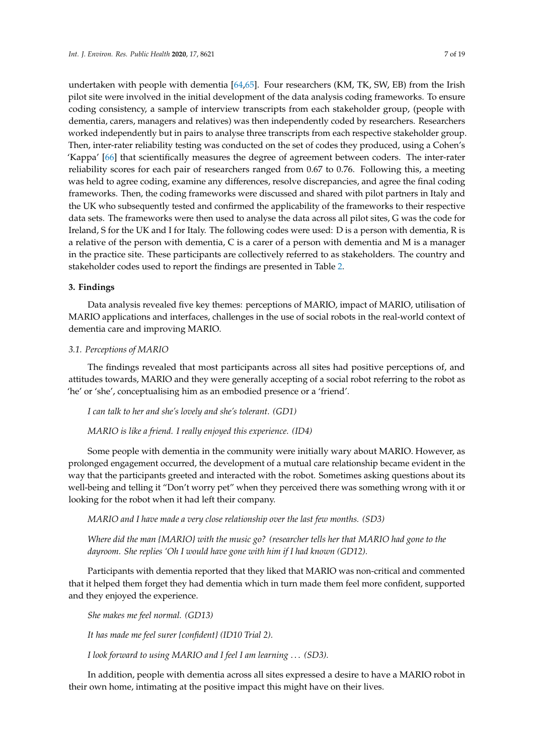undertaken with people with dementia [64,65]. Four researchers (KM, TK, SW, EB) from the Irish pilot site were involved in the initial development of the data analysis coding frameworks. To ensure coding consistency, a sample of interview transcripts from each stakeholder group, (people with dementia, carers, managers and relatives) was then independently coded by researchers. Researchers worked independently but in pairs to analyse three transcripts from each respective stakeholder group. Then, inter-rater reliability testing was conducted on the set of codes they produced, using a Cohen's 'Kappa' [66] that scientifically measures the degree of agreement between coders. The inter-rater reliability scores for each pair of researchers ranged from 0.67 to 0.76. Following this, a meeting was held to agree coding, examine any differences, resolve discrepancies, and agree the final coding frameworks. Then, the coding frameworks were discussed and shared with pilot partners in Italy and the UK who subsequently tested and confirmed the applicability of the frameworks to their respective data sets. The frameworks were then used to analyse the data across all pilot sites, G was the code for Ireland, S for the UK and I for Italy. The following codes were used: D is a person with dementia, R is a relative of the person with dementia, C is a carer of a person with dementia and M is a manager in the practice site. These participants are collectively referred to as stakeholders. The country and stakeholder codes used to report the findings are presented in Table 2.

## 3. Findings

Data analysis revealed five key themes: perceptions of MARIO, impact of MARIO, utilisation of MARIO applications and interfaces, challenges in the use of social robots in the real-world context of dementia care and improving MARIO.

### 3.1. Perceptions of MARIO

The findings revealed that most participants across all sites had positive perceptions of, and attitudes towards, MARIO and they were generally accepting of a social robot referring to the robot as 'he' or 'she', conceptualising him as an embodied presence or a 'friend'.

*I can talk to her and she's lovely and she's tolerant. (GD1)*

*MARIO is like a friend. I really enjoyed this experience. (ID4)*

Some people with dementia in the community were initially wary about MARIO. However, as prolonged engagement occurred, the development of a mutual care relationship became evident in the way that the participants greeted and interacted with the robot. Sometimes asking questions about its well-being and telling it "Don't worry pet" when they perceived there was something wrong with it or looking for the robot when it had left their company.

*MARIO and I have made a very close relationship over the last few months. (SD3)*

*Where did the man {MARIO} with the music go? (researcher tells her that MARIO had gone to the dayroom. She replies 'Oh I would have gone with him if I had known (GD12).*

Participants with dementia reported that they liked that MARIO was non-critical and commented that it helped them forget they had dementia which in turn made them feel more confident, supported and they enjoyed the experience.

*She makes me feel normal. (GD13)*

*It has made me feel surer {confident} (ID10 Trial 2).*

*I look forward to using MARIO and I feel I am learning . . . (SD3).*

In addition, people with dementia across all sites expressed a desire to have a MARIO robot in their own home, intimating at the positive impact this might have on their lives.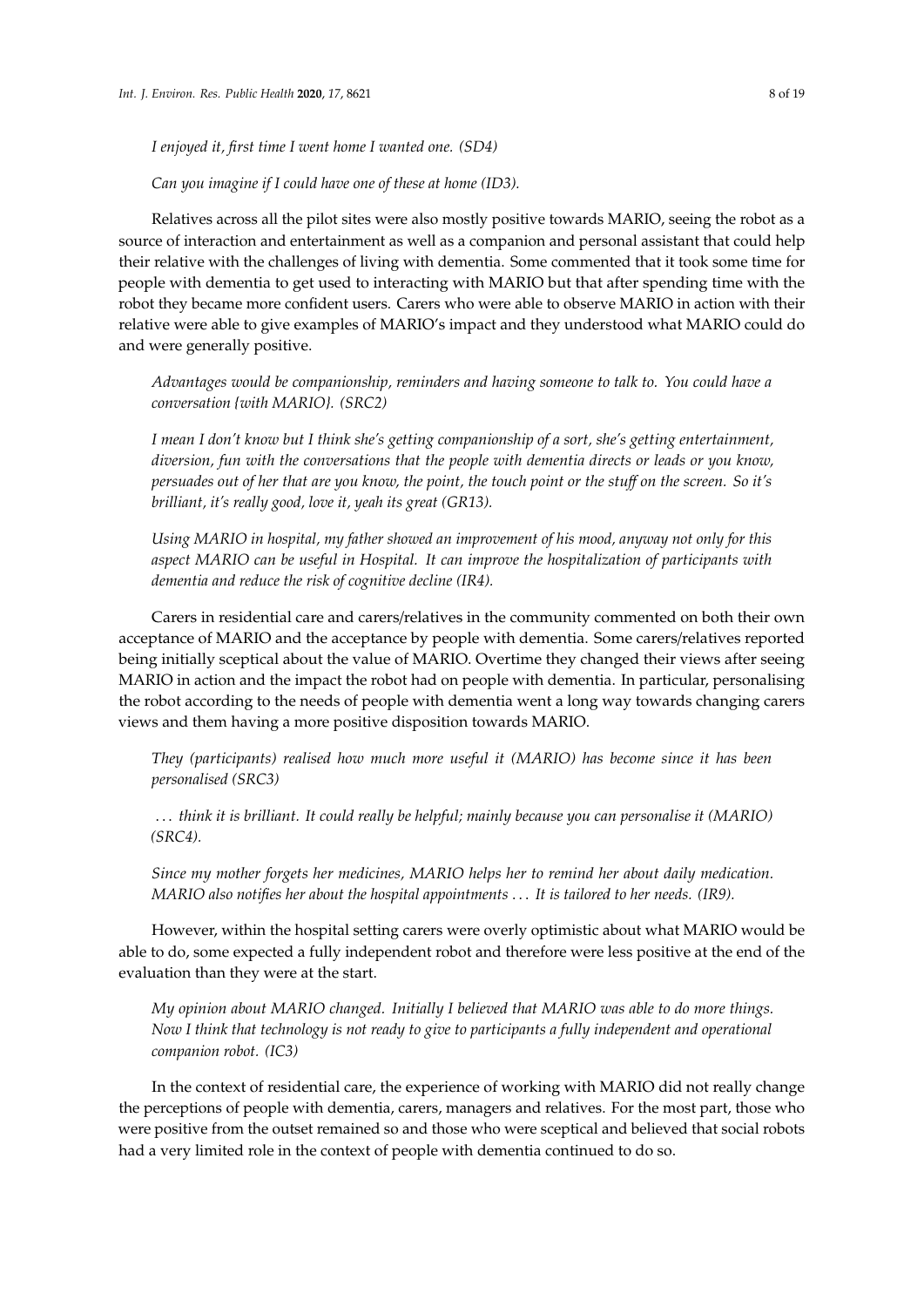*I enjoyed it, first time I went home I wanted one. (SD4)*

*Can you imagine if I could have one of these at home (ID3).*

Relatives across all the pilot sites were also mostly positive towards MARIO, seeing the robot as a source of interaction and entertainment as well as a companion and personal assistant that could help their relative with the challenges of living with dementia. Some commented that it took some time for people with dementia to get used to interacting with MARIO but that after spending time with the robot they became more confident users. Carers who were able to observe MARIO in action with their relative were able to give examples of MARIO's impact and they understood what MARIO could do and were generally positive.

*Advantages would be companionship, reminders and having someone to talk to. You could have a conversation {with MARIO}. (SRC2)*

*I mean I don't know but I think she's getting companionship of a sort, she's getting entertainment, diversion, fun with the conversations that the people with dementia directs or leads or you know, persuades out of her that are you know, the point, the touch point or the stuff on the screen. So it's brilliant, it's really good, love it, yeah its great (GR13).*

*Using MARIO in hospital, my father showed an improvement of his mood, anyway not only for this aspect MARIO can be useful in Hospital. It can improve the hospitalization of participants with dementia and reduce the risk of cognitive decline (IR4).*

Carers in residential care and carers/relatives in the community commented on both their own acceptance of MARIO and the acceptance by people with dementia. Some carers/relatives reported being initially sceptical about the value of MARIO. Overtime they changed their views after seeing MARIO in action and the impact the robot had on people with dementia. In particular, personalising the robot according to the needs of people with dementia went a long way towards changing carers views and them having a more positive disposition towards MARIO.

*They (participants) realised how much more useful it (MARIO) has become since it has been personalised (SRC3)*

*... think it is brilliant. It could really be helpful; mainly because you can personalise it (MARIO) (SRC4).*

*Since my mother forgets her medicines, MARIO helps her to remind her about daily medication. MARIO also notifies her about the hospital appointments ... It is tailored to her needs. (IR9).*

However, within the hospital setting carers were overly optimistic about what MARIO would be able to do, some expected a fully independent robot and therefore were less positive at the end of the evaluation than they were at the start.

*My opinion about MARIO changed. Initially I believed that MARIO was able to do more things. Now I think that technology is not ready to give to participants a fully independent and operational companion robot. (IC3)*

In the context of residential care, the experience of working with MARIO did not really change the perceptions of people with dementia, carers, managers and relatives. For the most part, those who were positive from the outset remained so and those who were sceptical and believed that social robots had a very limited role in the context of people with dementia continued to do so.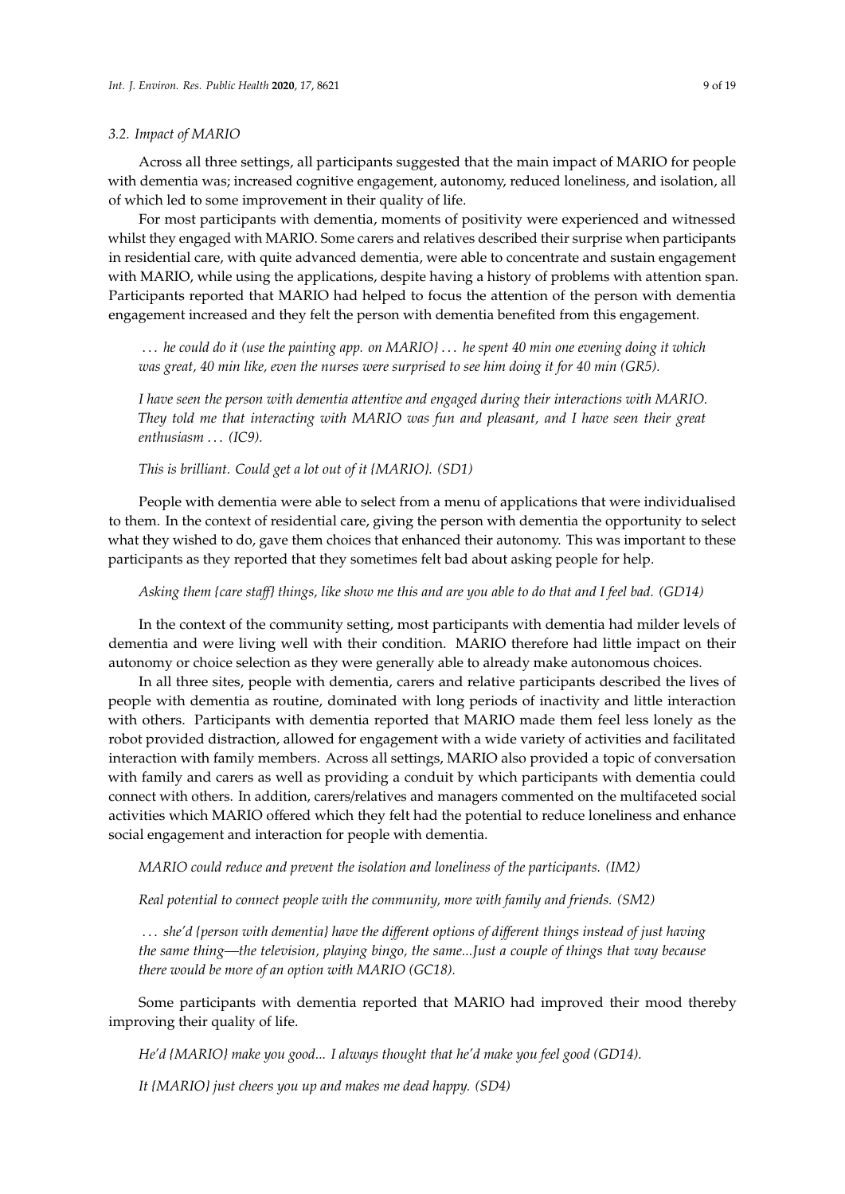### 3.2. Impact of MARIO

Across all three settings, all participants suggested that the main impact of MARIO for people with dementia was; increased cognitive engagement, autonomy, reduced loneliness, and isolation, all of which led to some improvement in their quality of life.

For most participants with dementia, moments of positivity were experienced and witnessed whilst they engaged with MARIO. Some carers and relatives described their surprise when participants in residential care, with quite advanced dementia, were able to concentrate and sustain engagement with MARIO, while using the applications, despite having a history of problems with attention span. Participants reported that MARIO had helped to focus the attention of the person with dementia engagement increased and they felt the person with dementia benefited from this engagement.

*… he could do it (use the painting app. on MARIO} … he spent 40 min one evening doing it which was great, 40 min like, even the nurses were surprised to see him doing it for 40 min (GR5).*

*I have seen the person with dementia attentive and engaged during their interactions with MARIO. They told me that interacting with MARIO was fun and pleasant, and I have seen their great enthusiasm … (IC9).*

*This is brilliant. Could get a lot out of it {MARIO}. (SD1)*

People with dementia were able to select from a menu of applications that were individualised to them. In the context of residential care, giving the person with dementia the opportunity to select what they wished to do, gave them choices that enhanced their autonomy. This was important to these participants as they reported that they sometimes felt bad about asking people for help.

*Asking them {care staff} things, like show me this and are you able to do that and I feel bad. (GD14)*

In the context of the community setting, most participants with dementia had milder levels of dementia and were living well with their condition. MARIO therefore had little impact on their autonomy or choice selection as they were generally able to already make autonomous choices.

In all three sites, people with dementia, carers and relative participants described the lives of people with dementia as routine, dominated with long periods of inactivity and little interaction with others. Participants with dementia reported that MARIO made them feel less lonely as the robot provided distraction, allowed for engagement with a wide variety of activities and facilitated interaction with family members. Across all settings, MARIO also provided a topic of conversation with family and carers as well as providing a conduit by which participants with dementia could connect with others. In addition, carers/relatives and managers commented on the multifaceted social activities which MARIO offered which they felt had the potential to reduce loneliness and enhance social engagement and interaction for people with dementia.

*MARIO could reduce and prevent the isolation and loneliness of the participants. (IM2)*

*Real potential to connect people with the community, more with family and friends. (SM2)*

*… she'd {person with dementia} have the different options of different things instead of just having the same thing—the television, playing bingo, the same...Just a couple of things that way because there would be more of an option with MARIO (GC18).*

Some participants with dementia reported that MARIO had improved their mood thereby improving their quality of life.

*He'd {MARIO} make you good... I always thought that he'd make you feel good (GD14).*

*It {MARIO} just cheers you up and makes me dead happy. (SD4)*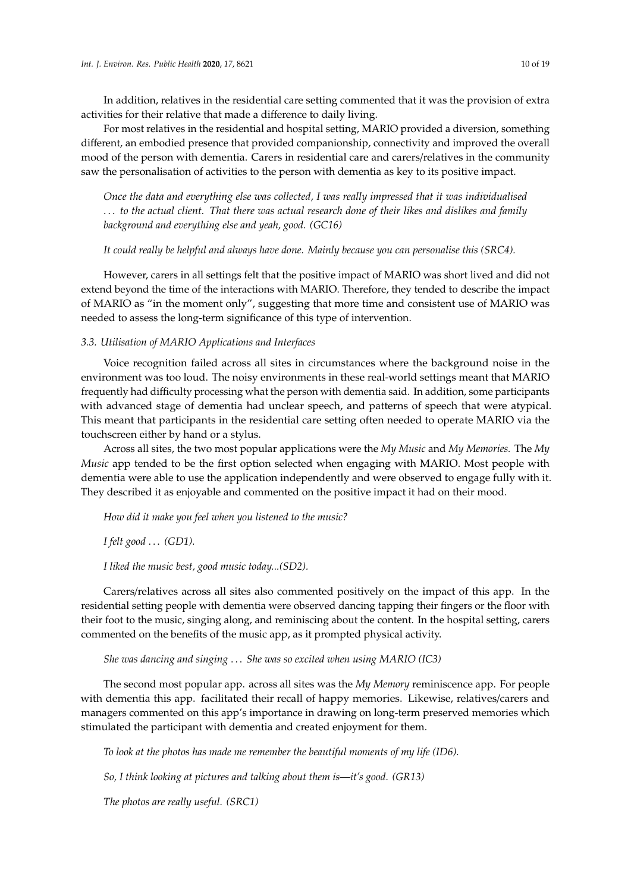In addition, relatives in the residential care setting commented that it was the provision of extra activities for their relative that made a difference to daily living.

For most relatives in the residential and hospital setting, MARIO provided a diversion, something different, an embodied presence that provided companionship, connectivity and improved the overall mood of the person with dementia. Carers in residential care and carers/relatives in the community saw the personalisation of activities to the person with dementia as key to its positive impact.

*Once the data and everything else was collected, I was really impressed that it was individualised . . . to the actual client. That there was actual research done of their likes and dislikes and family background and everything else and yeah, good. (GC16)*

*It could really be helpful and always have done. Mainly because you can personalise this (SRC4).*

However, carers in all settings felt that the positive impact of MARIO was short lived and did not extend beyond the time of the interactions with MARIO. Therefore, they tended to describe the impact of MARIO as "in the moment only", suggesting that more time and consistent use of MARIO was needed to assess the long-term significance of this type of intervention.

### *3.3. Utilisation of MARIO Applications and Interfaces*

Voice recognition failed across all sites in circumstances where the background noise in the environment was too loud. The noisy environments in these real-world settings meant that MARIO frequently had difficulty processing what the person with dementia said. In addition, some participants with advanced stage of dementia had unclear speech, and patterns of speech that were atypical. This meant that participants in the residential care setting often needed to operate MARIO via the touchscreen either by hand or a stylus.

Across all sites, the two most popular applications were the *My Music* and *My Memories.* The *My Music* app tended to be the first option selected when engaging with MARIO. Most people with dementia were able to use the application independently and were observed to engage fully with it. They described it as enjoyable and commented on the positive impact it had on their mood.

*How did it make you feel when you listened to the music?*

*I felt good . . . (GD1).*

*I liked the music best, good music today...(SD2).*

Carers/relatives across all sites also commented positively on the impact of this app. In the residential setting people with dementia were observed dancing tapping their fingers or the floor with their foot to the music, singing along, and reminiscing about the content. In the hospital setting, carers commented on the benefits of the music app, as it prompted physical activity.

*She was dancing and singing . . . She was so excited when using MARIO (IC3)*

The second most popular app. across all sites was the *My Memory* reminiscence app. For people with dementia this app. facilitated their recall of happy memories. Likewise, relatives/carers and managers commented on this app's importance in drawing on long-term preserved memories which stimulated the participant with dementia and created enjoyment for them.

*To look at the photos has made me remember the beautiful moments of my life (ID6).*

*So, I think looking at pictures and talking about them is—it's good. (GR13)*

*The photos are really useful. (SRC1)*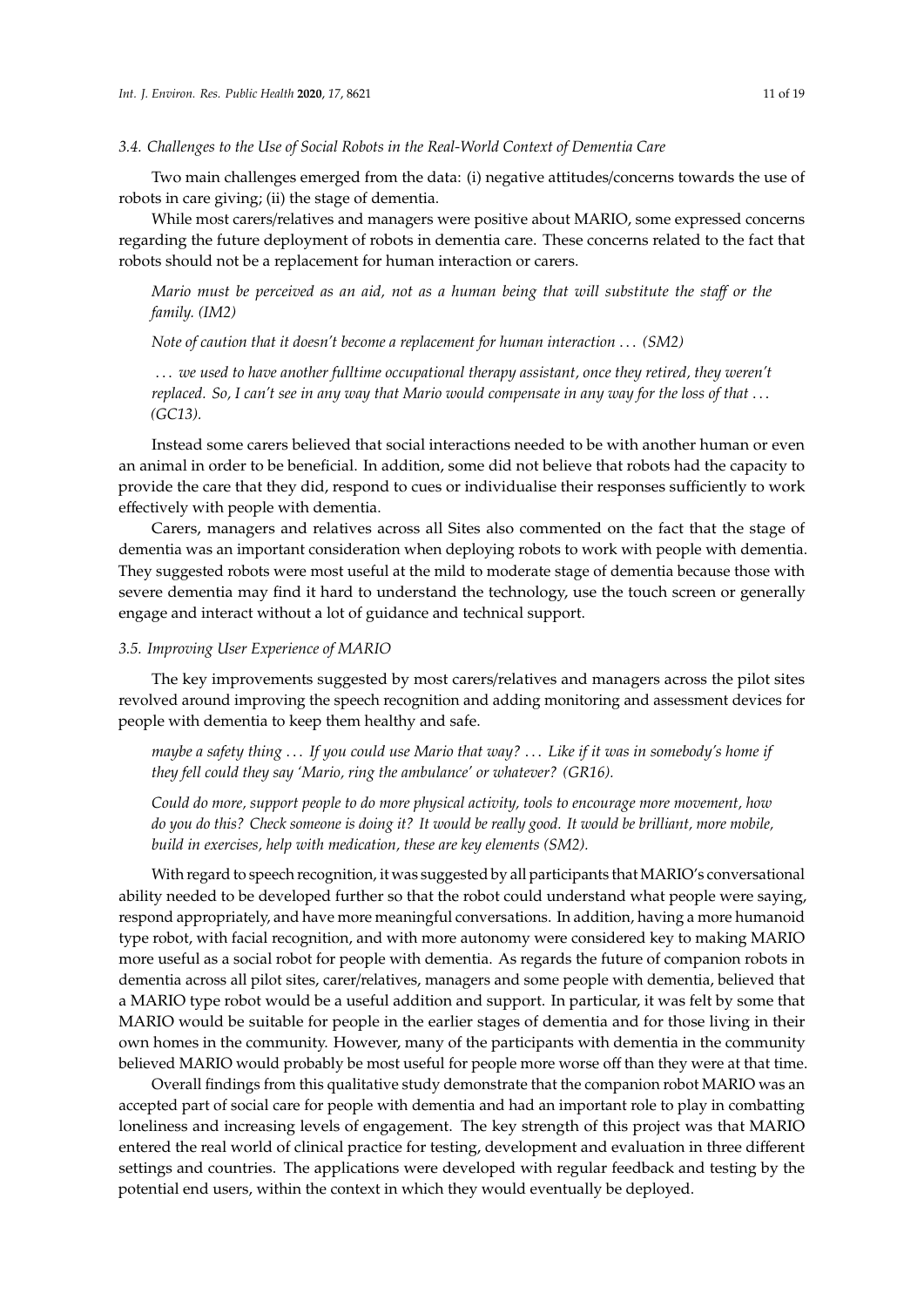### 3.4. Challenges to the Use of Social Robots in the Real-World Context of Dementia Care

Two main challenges emerged from the data: (i) negative attitudes/concerns towards the use of robots in care giving; (ii) the stage of dementia.

While most carers/relatives and managers were positive about MARIO, some expressed concerns regarding the future deployment of robots in dementia care. These concerns related to the fact that robots should not be a replacement for human interaction or carers.

> *Mario must be perceived as an aid, not as a human being that will substitute the staff or the family. (IM2)*

> *Note of caution that it doesn't become a replacement for human interaction . . . (SM2)*

> *. . . we used to have another fulltime occupational therapy assistant, once they retired, they weren't replaced. So, I can't see in any way that Mario would compensate in any way for the loss of that . . . (GC13).*

Instead some carers believed that social interactions needed to be with another human or even an animal in order to be beneficial. In addition, some did not believe that robots had the capacity to provide the care that they did, respond to cues or individualise their responses sufficiently to work effectively with people with dementia.

Carers, managers and relatives across all Sites also commented on the fact that the stage of dementia was an important consideration when deploying robots to work with people with dementia. They suggested robots were most useful at the mild to moderate stage of dementia because those with severe dementia may find it hard to understand the technology, use the touch screen or generally engage and interact without a lot of guidance and technical support.

### 3.5. Improving User Experience of MARIO

The key improvements suggested by most carers/relatives and managers across the pilot sites revolved around improving the speech recognition and adding monitoring and assessment devices for people with dementia to keep them healthy and safe.

> *maybe a safety thing . . . If you could use Mario that way? . . . Like if it was in somebody's home if they fell could they say 'Mario, ring the ambulance' or whatever? (GR16).*

> *Could do more, support people to do more physical activity, tools to encourage more movement, how do you do this? Check someone is doing it? It would be really good. It would be brilliant, more mobile, build in exercises, help with medication, these are key elements (SM2).*

With regard to speech recognition, it was suggested by all participants that MARIO's conversational ability needed to be developed further so that the robot could understand what people were saying, respond appropriately, and have more meaningful conversations. In addition, having a more humanoid type robot, with facial recognition, and with more autonomy were considered key to making MARIO more useful as a social robot for people with dementia. As regards the future of companion robots in dementia across all pilot sites, carer/relatives, managers and some people with dementia, believed that a MARIO type robot would be a useful addition and support. In particular, it was felt by some that MARIO would be suitable for people in the earlier stages of dementia and for those living in their own homes in the community. However, many of the participants with dementia in the community believed MARIO would probably be most useful for people more worse off than they were at that time.

Overall findings from this qualitative study demonstrate that the companion robot MARIO was an accepted part of social care for people with dementia and had an important role to play in combatting loneliness and increasing levels of engagement. The key strength of this project was that MARIO entered the real world of clinical practice for testing, development and evaluation in three different settings and countries. The applications were developed with regular feedback and testing by the potential end users, within the context in which they would eventually be deployed.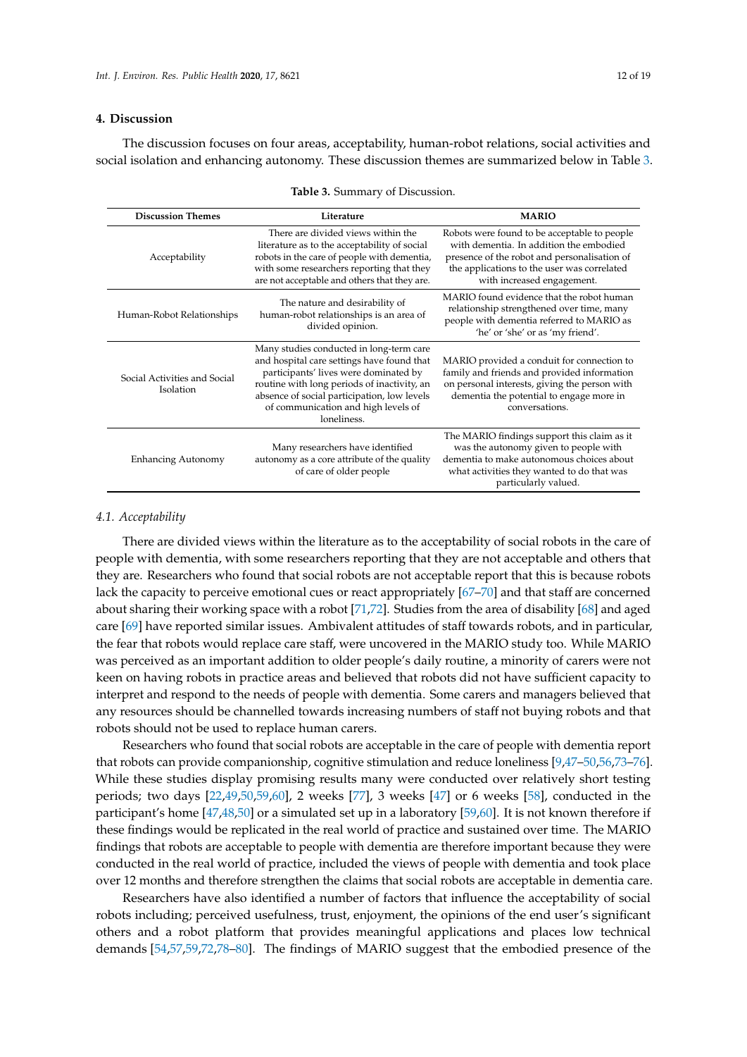## 4. Discussion

The discussion focuses on four areas, acceptability, human-robot relations, social activities and social isolation and enhancing autonomy. These discussion themes are summarized below in Table 3.

**Table 3.** Summary of Discussion.

| Discussion Themes | Literature | MARIO |
|---|---|---|
| Acceptability | There are divided views within the literature as to the acceptability of social robots in the care of people with dementia, with some researchers reporting that they are not acceptable and others that they are. | Robots were found to be acceptable to people with dementia. In addition the embodied presence of the robot and personalisation of the applications to the user was correlated with increased engagement. |
| Human-Robot Relationships | The nature and desirability of human-robot relationships is an area of divided opinion. | MARIO found evidence that the robot human relationship strengthened over time, many people with dementia referred to MARIO as 'he' or 'she' or as 'my friend'. |
| Social Activities and Social Isolation | Many studies conducted in long-term care and hospital care settings have found that participants' lives were dominated by routine with long periods of inactivity, an absence of social participation, low levels of communication and high levels of loneliness. | MARIO provided a conduit for connection to family and friends and provided information on personal interests, giving the person with dementia the potential to engage more in conversations. |
| Enhancing Autonomy | Many researchers have identified autonomy as a core attribute of the quality of care of older people | The MARIO findings support this claim as it was the autonomy given to people with dementia to make autonomous choices about what activities they wanted to do that was particularly valued. |

### *4.1. Acceptability*

There are divided views within the literature as to the acceptability of social robots in the care of people with dementia, with some researchers reporting that they are not acceptable and others that they are. Researchers who found that social robots are not acceptable report that this is because robots lack the capacity to perceive emotional cues or react appropriately [67–70] and that staff are concerned about sharing their working space with a robot [71,72]. Studies from the area of disability [68] and aged care [69] have reported similar issues. Ambivalent attitudes of staff towards robots, and in particular, the fear that robots would replace care staff, were uncovered in the MARIO study too. While MARIO was perceived as an important addition to older people's daily routine, a minority of carers were not keen on having robots in practice areas and believed that robots did not have sufficient capacity to interpret and respond to the needs of people with dementia. Some carers and managers believed that any resources should be channelled towards increasing numbers of staff not buying robots and that robots should not be used to replace human carers.

Researchers who found that social robots are acceptable in the care of people with dementia report that robots can provide companionship, cognitive stimulation and reduce loneliness [9,47–50,56,73–76]. While these studies display promising results many were conducted over relatively short testing periods; two days [22,49,50,59,60], 2 weeks [77], 3 weeks [47] or 6 weeks [58], conducted in the participant's home [47,48,50] or a simulated set up in a laboratory [59,60]. It is not known therefore if these findings would be replicated in the real world of practice and sustained over time. The MARIO findings that robots are acceptable to people with dementia are therefore important because they were conducted in the real world of practice, included the views of people with dementia and took place over 12 months and therefore strengthen the claims that social robots are acceptable in dementia care.

Researchers have also identified a number of factors that influence the acceptability of social robots including; perceived usefulness, trust, enjoyment, the opinions of the end user's significant others and a robot platform that provides meaningful applications and places low technical demands [54,57,59,72,78–80]. The findings of MARIO suggest that the embodied presence of the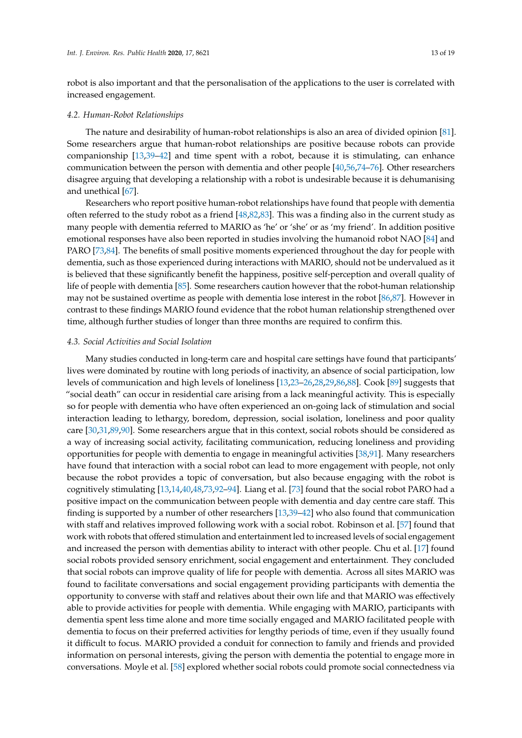robot is also important and that the personalisation of the applications to the user is correlated with increased engagement.

### 4.2. Human-Robot Relationships

The nature and desirability of human-robot relationships is also an area of divided opinion [81]. Some researchers argue that human-robot relationships are positive because robots can provide companionship [13,39–42] and time spent with a robot, because it is stimulating, can enhance communication between the person with dementia and other people [40,56,74–76]. Other researchers disagree arguing that developing a relationship with a robot is undesirable because it is dehumanising and unethical [67].

Researchers who report positive human-robot relationships have found that people with dementia often referred to the study robot as a friend [48,82,83]. This was a finding also in the current study as many people with dementia referred to MARIO as 'he' or 'she' or as 'my friend'. In addition positive emotional responses have also been reported in studies involving the humanoid robot NAO [84] and PARO [73,84]. The benefits of small positive moments experienced throughout the day for people with dementia, such as those experienced during interactions with MARIO, should not be undervalued as it is believed that these significantly benefit the happiness, positive self-perception and overall quality of life of people with dementia [85]. Some researchers caution however that the robot-human relationship may not be sustained overtime as people with dementia lose interest in the robot [86,87]. However in contrast to these findings MARIO found evidence that the robot human relationship strengthened over time, although further studies of longer than three months are required to confirm this.

### 4.3. Social Activities and Social Isolation

Many studies conducted in long-term care and hospital care settings have found that participants' lives were dominated by routine with long periods of inactivity, an absence of social participation, low levels of communication and high levels of loneliness [13,23–26,28,29,86,88]. Cook [89] suggests that "social death" can occur in residential care arising from a lack meaningful activity. This is especially so for people with dementia who have often experienced an on-going lack of stimulation and social interaction leading to lethargy, boredom, depression, social isolation, loneliness and poor quality care [30,31,89,90]. Some researchers argue that in this context, social robots should be considered as a way of increasing social activity, facilitating communication, reducing loneliness and providing opportunities for people with dementia to engage in meaningful activities [38,91]. Many researchers have found that interaction with a social robot can lead to more engagement with people, not only because the robot provides a topic of conversation, but also because engaging with the robot is cognitively stimulating [13,14,40,48,73,92–94]. Liang et al. [73] found that the social robot PARO had a positive impact on the communication between people with dementia and day centre care staff. This finding is supported by a number of other researchers [13,39–42] who also found that communication with staff and relatives improved following work with a social robot. Robinson et al. [57] found that work with robots that offered stimulation and entertainment led to increased levels of social engagement and increased the person with dementias ability to interact with other people. Chu et al. [17] found social robots provided sensory enrichment, social engagement and entertainment. They concluded that social robots can improve quality of life for people with dementia. Across all sites MARIO was found to facilitate conversations and social engagement providing participants with dementia the opportunity to converse with staff and relatives about their own life and that MARIO was effectively able to provide activities for people with dementia. While engaging with MARIO, participants with dementia spent less time alone and more time socially engaged and MARIO facilitated people with dementia to focus on their preferred activities for lengthy periods of time, even if they usually found it difficult to focus. MARIO provided a conduit for connection to family and friends and provided information on personal interests, giving the person with dementia the potential to engage more in conversations. Moyle et al. [58] explored whether social robots could promote social connectedness via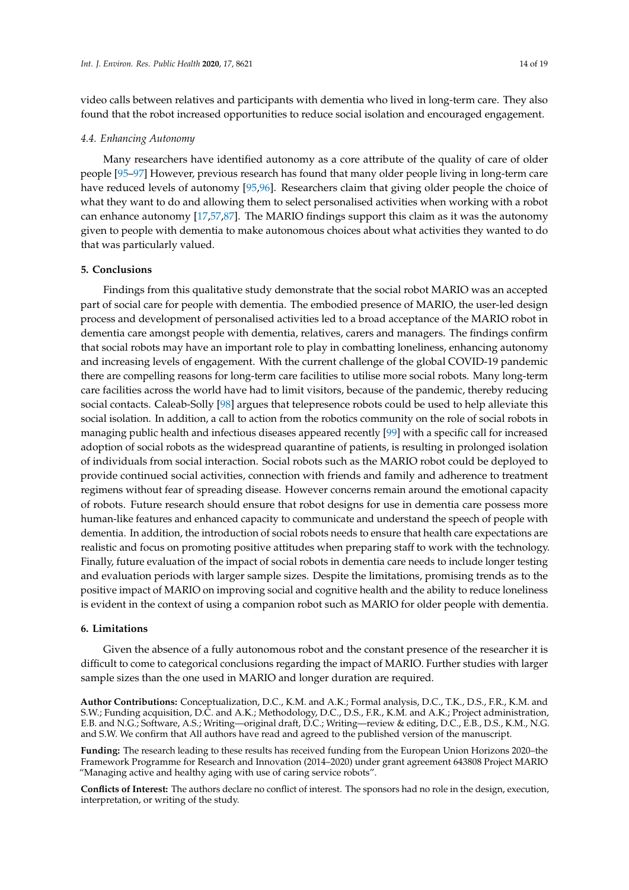video calls between relatives and participants with dementia who lived in long-term care. They also found that the robot increased opportunities to reduce social isolation and encouraged engagement.

### 4.4. Enhancing Autonomy

Many researchers have identified autonomy as a core attribute of the quality of care of older people [95–97] However, previous research has found that many older people living in long-term care have reduced levels of autonomy [95,96]. Researchers claim that giving older people the choice of what they want to do and allowing them to select personalised activities when working with a robot can enhance autonomy [17,57,87]. The MARIO findings support this claim as it was the autonomy given to people with dementia to make autonomous choices about what activities they wanted to do that was particularly valued.

## 5. Conclusions

Findings from this qualitative study demonstrate that the social robot MARIO was an accepted part of social care for people with dementia. The embodied presence of MARIO, the user-led design process and development of personalised activities led to a broad acceptance of the MARIO robot in dementia care amongst people with dementia, relatives, carers and managers. The findings confirm that social robots may have an important role to play in combatting loneliness, enhancing autonomy and increasing levels of engagement. With the current challenge of the global COVID-19 pandemic there are compelling reasons for long-term care facilities to utilise more social robots. Many long-term care facilities across the world have had to limit visitors, because of the pandemic, thereby reducing social contacts. Caleab-Solly [98] argues that telepresence robots could be used to help alleviate this social isolation. In addition, a call to action from the robotics community on the role of social robots in managing public health and infectious diseases appeared recently [99] with a specific call for increased adoption of social robots as the widespread quarantine of patients, is resulting in prolonged isolation of individuals from social interaction. Social robots such as the MARIO robot could be deployed to provide continued social activities, connection with friends and family and adherence to treatment regimens without fear of spreading disease. However concerns remain around the emotional capacity of robots. Future research should ensure that robot designs for use in dementia care possess more human-like features and enhanced capacity to communicate and understand the speech of people with dementia. In addition, the introduction of social robots needs to ensure that health care expectations are realistic and focus on promoting positive attitudes when preparing staff to work with the technology. Finally, future evaluation of the impact of social robots in dementia care needs to include longer testing and evaluation periods with larger sample sizes. Despite the limitations, promising trends as to the positive impact of MARIO on improving social and cognitive health and the ability to reduce loneliness is evident in the context of using a companion robot such as MARIO for older people with dementia.

## 6. Limitations

Given the absence of a fully autonomous robot and the constant presence of the researcher it is difficult to come to categorical conclusions regarding the impact of MARIO. Further studies with larger sample sizes than the one used in MARIO and longer duration are required.

**Author Contributions:** Conceptualization, D.C., K.M. and A.K.; Formal analysis, D.C., T.K., D.S., F.R., K.M. and S.W.; Funding acquisition, D.C. and A.K.; Methodology, D.C., D.S., F.R., K.M. and A.K.; Project administration, E.B. and N.G.; Software, A.S.; Writing—original draft, D.C.; Writing—review & editing, D.C., E.B., D.S., K.M., N.G. and S.W. We confirm that All authors have read and agreed to the published version of the manuscript.

**Funding:** The research leading to these results has received funding from the European Union Horizons 2020–the Framework Programme for Research and Innovation (2014–2020) under grant agreement 643808 Project MARIO "Managing active and healthy aging with use of caring service robots".

**Conflicts of Interest:** The authors declare no conflict of interest. The sponsors had no role in the design, execution, interpretation, or writing of the study.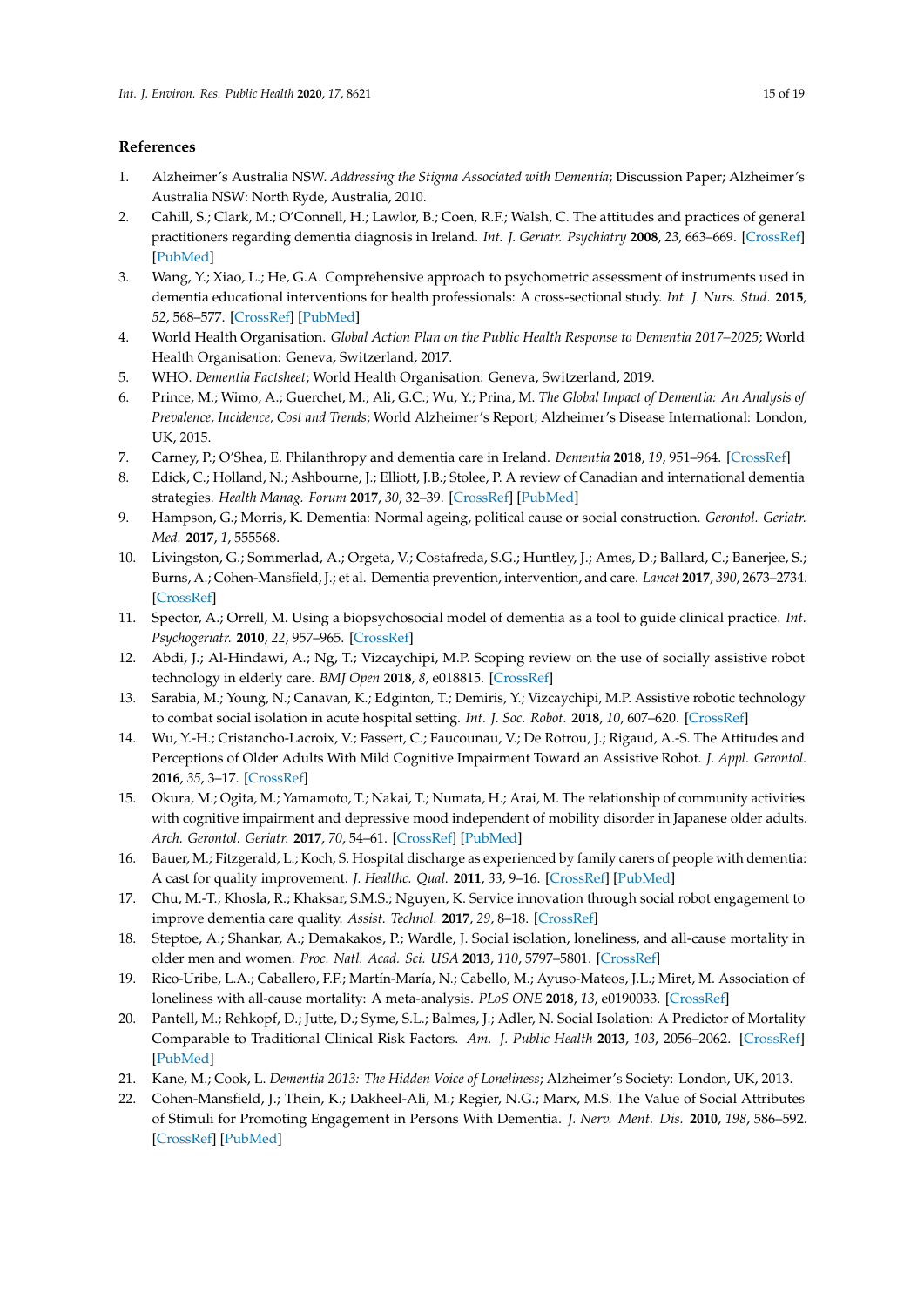## References

1. Alzheimer's Australia NSW. *Addressing the Stigma Associated with Dementia*; Discussion Paper; Alzheimer's Australia NSW: North Ryde, Australia, 2010.
2. Cahill, S.; Clark, M.; O'Connell, H.; Lawlor, B.; Coen, R.F.; Walsh, C. The attitudes and practices of general practitioners regarding dementia diagnosis in Ireland. *Int. J. Geriatr. Psychiatry* **2008**, *23*, 663–669. [CrossRef] [PubMed]
3. Wang, Y.; Xiao, L.; He, G.A. Comprehensive approach to psychometric assessment of instruments used in dementia educational interventions for health professionals: A cross-sectional study. *Int. J. Nurs. Stud.* **2015**, *52*, 568–577. [CrossRef] [PubMed]
4. World Health Organisation. *Global Action Plan on the Public Health Response to Dementia 2017–2025*; World Health Organisation: Geneva, Switzerland, 2017.
5. WHO. *Dementia Factsheet*; World Health Organisation: Geneva, Switzerland, 2019.
6. Prince, M.; Wimo, A.; Guerchet, M.; Ali, G.C.; Wu, Y.; Prina, M. *The Global Impact of Dementia: An Analysis of Prevalence, Incidence, Cost and Trends*; World Alzheimer's Report; Alzheimer's Disease International: London, UK, 2015.
7. Carney, P.; O'Shea, E. Philanthropy and dementia care in Ireland. *Dementia* **2018**, *19*, 951–964. [CrossRef]
8. Edick, C.; Holland, N.; Ashbourne, J.; Elliott, J.B.; Stolee, P. A review of Canadian and international dementia strategies. *Health Manag. Forum* **2017**, *30*, 32–39. [CrossRef] [PubMed]
9. Hampson, G.; Morris, K. Dementia: Normal ageing, political cause or social construction. *Gerontol. Geriatr. Med.* **2017**, *1*, 555568.
10. Livingston, G.; Sommerlad, A.; Orgeta, V.; Costafreda, S.G.; Huntley, J.; Ames, D.; Ballard, C.; Banerjee, S.; Burns, A.; Cohen-Mansfield, J.; et al. Dementia prevention, intervention, and care. *Lancet* **2017**, *390*, 2673–2734. [CrossRef]
11. Spector, A.; Orrell, M. Using a biopsychosocial model of dementia as a tool to guide clinical practice. *Int. Psychogeriatr.* **2010**, *22*, 957–965. [CrossRef]
12. Abdi, J.; Al-Hindawi, A.; Ng, T.; Vizcaychipi, M.P. Scoping review on the use of socially assistive robot technology in elderly care. *BMJ Open* **2018**, *8*, e018815. [CrossRef]
13. Sarabia, M.; Young, N.; Canavan, K.; Edginton, T.; Demiris, Y.; Vizcaychipi, M.P. Assistive robotic technology to combat social isolation in acute hospital setting. *Int. J. Soc. Robot.* **2018**, *10*, 607–620. [CrossRef]
14. Wu, Y.-H.; Cristancho-Lacroix, V.; Fassert, C.; Faucounau, V.; De Rotrou, J.; Rigaud, A.-S. The Attitudes and Perceptions of Older Adults With Mild Cognitive Impairment Toward an Assistive Robot. *J. Appl. Gerontol.* **2016**, *35*, 3–17. [CrossRef]
15. Okura, M.; Ogita, M.; Yamamoto, T.; Nakai, T.; Numata, H.; Arai, M. The relationship of community activities with cognitive impairment and depressive mood independent of mobility disorder in Japanese older adults. *Arch. Gerontol. Geriatr.* **2017**, *70*, 54–61. [CrossRef] [PubMed]
16. Bauer, M.; Fitzgerald, L.; Koch, S. Hospital discharge as experienced by family carers of people with dementia: A cast for quality improvement. *J. Healthc. Qual.* **2011**, *33*, 9–16. [CrossRef] [PubMed]
17. Chu, M.-T.; Khosla, R.; Khaksar, S.M.S.; Nguyen, K. Service innovation through social robot engagement to improve dementia care quality. *Assist. Technol.* **2017**, *29*, 8–18. [CrossRef]
18. Steptoe, A.; Shankar, A.; Demakakos, P.; Wardle, J. Social isolation, loneliness, and all-cause mortality in older men and women. *Proc. Natl. Acad. Sci. USA* **2013**, *110*, 5797–5801. [CrossRef]
19. Rico-Uribe, L.A.; Caballero, F.F.; Martín-María, N.; Cabello, M.; Ayuso-Mateos, J.L.; Miret, M. Association of loneliness with all-cause mortality: A meta-analysis. *PLoS ONE* **2018**, *13*, e0190033. [CrossRef]
20. Pantell, M.; Rehkopf, D.; Jutte, D.; Syme, S.L.; Balmes, J.; Adler, N. Social Isolation: A Predictor of Mortality Comparable to Traditional Clinical Risk Factors. *Am. J. Public Health* **2013**, *103*, 2056–2062. [CrossRef] [PubMed]
21. Kane, M.; Cook, L. *Dementia 2013: The Hidden Voice of Loneliness*; Alzheimer's Society: London, UK, 2013.
22. Cohen-Mansfield, J.; Thein, K.; Dakheel-Ali, M.; Regier, N.G.; Marx, M.S. The Value of Social Attributes of Stimuli for Promoting Engagement in Persons With Dementia. *J. Nerv. Ment. Dis.* **2010**, *198*, 586–592. [CrossRef] [PubMed]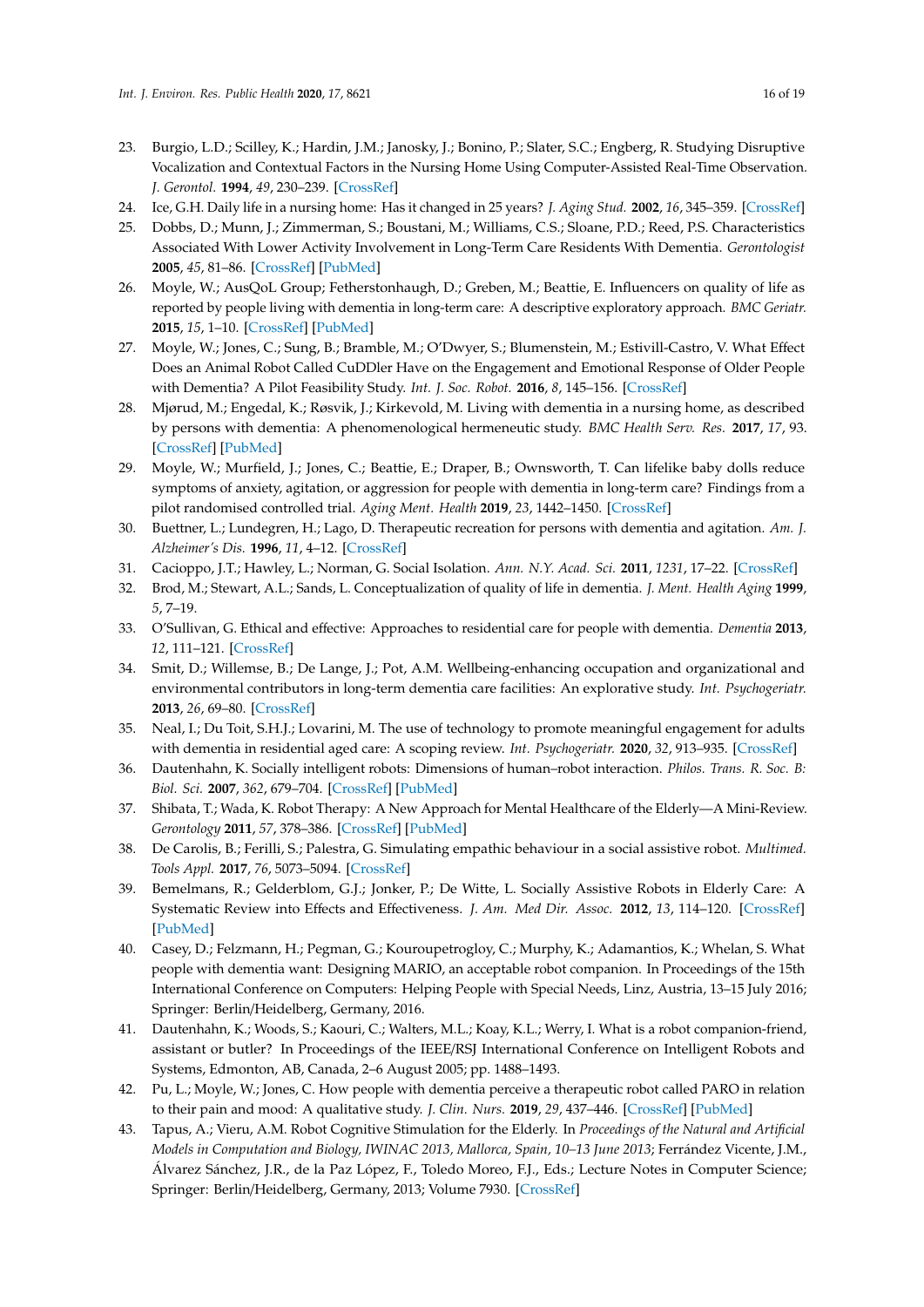23. Burgio, L.D.; Scilley, K.; Hardin, J.M.; Janosky, J.; Bonino, P.; Slater, S.C.; Engberg, R. Studying Disruptive Vocalization and Contextual Factors in the Nursing Home Using Computer-Assisted Real-Time Observation. *J. Gerontol.* **1994**, *49*, 230–239. [CrossRef]
24. Ice, G.H. Daily life in a nursing home: Has it changed in 25 years? *J. Aging Stud.* **2002**, *16*, 345–359. [CrossRef]
25. Dobbs, D.; Munn, J.; Zimmerman, S.; Boustani, M.; Williams, C.S.; Sloane, P.D.; Reed, P.S. Characteristics Associated With Lower Activity Involvement in Long-Term Care Residents With Dementia. *Gerontologist* **2005**, *45*, 81–86. [CrossRef] [PubMed]
26. Moyle, W.; AusQoL Group; Fetherstonhaugh, D.; Greben, M.; Beattie, E. Influencers on quality of life as reported by people living with dementia in long-term care: A descriptive exploratory approach. *BMC Geriatr.* **2015**, *15*, 1–10. [CrossRef] [PubMed]
27. Moyle, W.; Jones, C.; Sung, B.; Bramble, M.; O'Dwyer, S.; Blumenstein, M.; Estivill-Castro, V. What Effect Does an Animal Robot Called CuDDler Have on the Engagement and Emotional Response of Older People with Dementia? A Pilot Feasibility Study. *Int. J. Soc. Robot.* **2016**, *8*, 145–156. [CrossRef]
28. Mjørud, M.; Engedal, K.; Røsvik, J.; Kirkevold, M. Living with dementia in a nursing home, as described by persons with dementia: A phenomenological hermeneutic study. *BMC Health Serv. Res.* **2017**, *17*, 93. [CrossRef] [PubMed]
29. Moyle, W.; Murfield, J.; Jones, C.; Beattie, E.; Draper, B.; Ownsworth, T. Can lifelike baby dolls reduce symptoms of anxiety, agitation, or aggression for people with dementia in long-term care? Findings from a pilot randomised controlled trial. *Aging Ment. Health* **2019**, *23*, 1442–1450. [CrossRef]
30. Buettner, L.; Lundegren, H.; Lago, D. Therapeutic recreation for persons with dementia and agitation. *Am. J. Alzheimer's Dis.* **1996**, *11*, 4–12. [CrossRef]
31. Cacioppo, J.T.; Hawley, L.; Norman, G. Social Isolation. *Ann. N.Y. Acad. Sci.* **2011**, *1231*, 17–22. [CrossRef]
32. Brod, M.; Stewart, A.L.; Sands, L. Conceptualization of quality of life in dementia. *J. Ment. Health Aging* **1999**, *5*, 7–19.
33. O'Sullivan, G. Ethical and effective: Approaches to residential care for people with dementia. *Dementia* **2013**, *12*, 111–121. [CrossRef]
34. Smit, D.; Willemse, B.; De Lange, J.; Pot, A.M. Wellbeing-enhancing occupation and organizational and environmental contributors in long-term dementia care facilities: An explorative study. *Int. Psychogeriatr.* **2013**, *26*, 69–80. [CrossRef]
35. Neal, I.; Du Toit, S.H.J.; Lovarini, M. The use of technology to promote meaningful engagement for adults with dementia in residential aged care: A scoping review. *Int. Psychogeriatr.* **2020**, *32*, 913–935. [CrossRef]
36. Dautenhahn, K. Socially intelligent robots: Dimensions of human–robot interaction. *Philos. Trans. R. Soc. B: Biol. Sci.* **2007**, *362*, 679–704. [CrossRef] [PubMed]
37. Shibata, T.; Wada, K. Robot Therapy: A New Approach for Mental Healthcare of the Elderly—A Mini-Review. *Gerontology* **2011**, *57*, 378–386. [CrossRef] [PubMed]
38. De Carolis, B.; Ferilli, S.; Palestra, G. Simulating empathic behaviour in a social assistive robot. *Multimed. Tools Appl.* **2017**, *76*, 5073–5094. [CrossRef]
39. Bemelmans, R.; Gelderblom, G.J.; Jonker, P.; De Witte, L. Socially Assistive Robots in Elderly Care: A Systematic Review into Effects and Effectiveness. *J. Am. Med Dir. Assoc.* **2012**, *13*, 114–120. [CrossRef] [PubMed]
40. Casey, D.; Felzmann, H.; Pegman, G.; Kouroupetroglou, C.; Murphy, K.; Adamantios, K.; Whelan, S. What people with dementia want: Designing MARIO, an acceptable robot companion. In Proceedings of the 15th International Conference on Computers: Helping People with Special Needs, Linz, Austria, 13–15 July 2016; Springer: Berlin/Heidelberg, Germany, 2016.
41. Dautenhahn, K.; Woods, S.; Kaouri, C.; Walters, M.L.; Koay, K.L.; Werry, I. What is a robot companion-friend, assistant or butler? In Proceedings of the IEEE/RSJ International Conference on Intelligent Robots and Systems, Edmonton, AB, Canada, 2–6 August 2005; pp. 1488–1493.
42. Pu, L.; Moyle, W.; Jones, C. How people with dementia perceive a therapeutic robot called PARO in relation to their pain and mood: A qualitative study. *J. Clin. Nurs.* **2019**, *29*, 437–446. [CrossRef] [PubMed]
43. Tapus, A.; Vieru, A.M. Robot Cognitive Stimulation for the Elderly. In *Proceedings of the Natural and Artificial Models in Computation and Biology, IWINAC 2013, Mallorca, Spain, 10–13 June 2013*; Ferrández Vicente, J.M., Álvarez Sánchez, J.R., de la Paz López, F., Toledo Moreo, F.J., Eds.; Lecture Notes in Computer Science; Springer: Berlin/Heidelberg, Germany, 2013; Volume 7930. [CrossRef]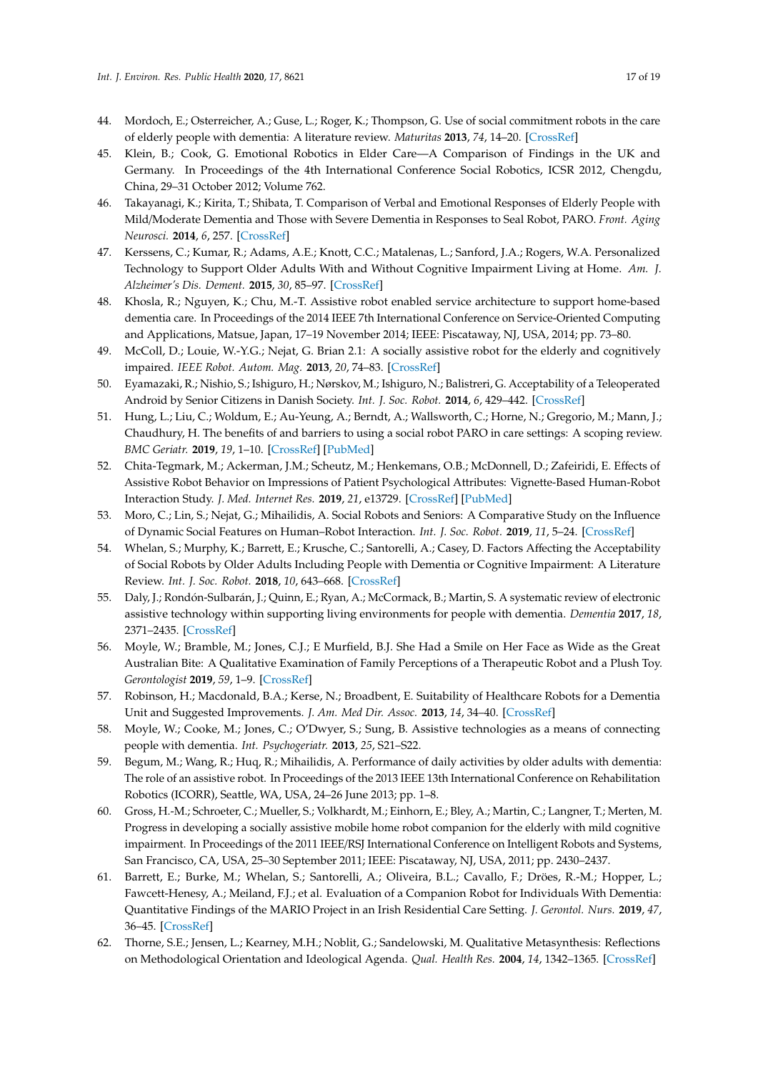44. Mordoch, E.; Osterreicher, A.; Guse, L.; Roger, K.; Thompson, G. Use of social commitment robots in the care of elderly people with dementia: A literature review. *Maturitas* **2013**, *74*, 14–20. [CrossRef]
45. Klein, B.; Cook, G. Emotional Robotics in Elder Care—A Comparison of Findings in the UK and Germany. In Proceedings of the 4th International Conference Social Robotics, ICSR 2012, Chengdu, China, 29–31 October 2012; Volume 762.
46. Takayanagi, K.; Kirita, T.; Shibata, T. Comparison of Verbal and Emotional Responses of Elderly People with Mild/Moderate Dementia and Those with Severe Dementia in Responses to Seal Robot, PARO. *Front. Aging Neurosci.* **2014**, *6*, 257. [CrossRef]
47. Kerssens, C.; Kumar, R.; Adams, A.E.; Knott, C.C.; Matalenas, L.; Sanford, J.A.; Rogers, W.A. Personalized Technology to Support Older Adults With and Without Cognitive Impairment Living at Home. *Am. J. Alzheimer's Dis. Dement.* **2015**, *30*, 85–97. [CrossRef]
48. Khosla, R.; Nguyen, K.; Chu, M.-T. Assistive robot enabled service architecture to support home-based dementia care. In Proceedings of the 2014 IEEE 7th International Conference on Service-Oriented Computing and Applications, Matsue, Japan, 17–19 November 2014; IEEE: Piscataway, NJ, USA, 2014; pp. 73–80.
49. McColl, D.; Louie, W.-Y.G.; Nejat, G. Brian 2.1: A socially assistive robot for the elderly and cognitively impaired. *IEEE Robot. Autom. Mag.* **2013**, *20*, 74–83. [CrossRef]
50. Eyamazaki, R.; Nishio, S.; Ishiguro, H.; Nørskov, M.; Ishiguro, N.; Balistreri, G. Acceptability of a Teleoperated Android by Senior Citizens in Danish Society. *Int. J. Soc. Robot.* **2014**, *6*, 429–442. [CrossRef]
51. Hung, L.; Liu, C.; Woldum, E.; Au-Yeung, A.; Berndt, A.; Wallsworth, C.; Horne, N.; Gregorio, M.; Mann, J.; Chaudhury, H. The benefits of and barriers to using a social robot PARO in care settings: A scoping review. *BMC Geriatr.* **2019**, *19*, 1–10. [CrossRef] [PubMed]
52. Chita-Tegmark, M.; Ackerman, J.M.; Scheutz, M.; Henkemans, O.B.; McDonnell, D.; Zafeiridi, E. Effects of Assistive Robot Behavior on Impressions of Patient Psychological Attributes: Vignette-Based Human-Robot Interaction Study. *J. Med. Internet Res.* **2019**, *21*, e13729. [CrossRef] [PubMed]
53. Moro, C.; Lin, S.; Nejat, G.; Mihailidis, A. Social Robots and Seniors: A Comparative Study on the Influence of Dynamic Social Features on Human–Robot Interaction. *Int. J. Soc. Robot.* **2019**, *11*, 5–24. [CrossRef]
54. Whelan, S.; Murphy, K.; Barrett, E.; Krusche, C.; Santorelli, A.; Casey, D. Factors Affecting the Acceptability of Social Robots by Older Adults Including People with Dementia or Cognitive Impairment: A Literature Review. *Int. J. Soc. Robot.* **2018**, *10*, 643–668. [CrossRef]
55. Daly, J.; Rondón-Sulbarán, J.; Quinn, E.; Ryan, A.; McCormack, B.; Martin, S. A systematic review of electronic assistive technology within supporting living environments for people with dementia. *Dementia* **2017**, *18*, 2371–2435. [CrossRef]
56. Moyle, W.; Bramble, M.; Jones, C.J.; E Murfield, B.J. She Had a Smile on Her Face as Wide as the Great Australian Bite: A Qualitative Examination of Family Perceptions of a Therapeutic Robot and a Plush Toy. *Gerontologist* **2019**, *59*, 1–9. [CrossRef]
57. Robinson, H.; Macdonald, B.A.; Kerse, N.; Broadbent, E. Suitability of Healthcare Robots for a Dementia Unit and Suggested Improvements. *J. Am. Med Dir. Assoc.* **2013**, *14*, 34–40. [CrossRef]
58. Moyle, W.; Cooke, M.; Jones, C.; O'Dwyer, S.; Sung, B. Assistive technologies as a means of connecting people with dementia. *Int. Psychogeriatr.* **2013**, *25*, S21–S22.
59. Begum, M.; Wang, R.; Huq, R.; Mihailidis, A. Performance of daily activities by older adults with dementia: The role of an assistive robot. In Proceedings of the 2013 IEEE 13th International Conference on Rehabilitation Robotics (ICORR), Seattle, WA, USA, 24–26 June 2013; pp. 1–8.
60. Gross, H.-M.; Schroeter, C.; Mueller, S.; Volkhardt, M.; Einhorn, E.; Bley, A.; Martin, C.; Langner, T.; Merten, M. Progress in developing a socially assistive mobile home robot companion for the elderly with mild cognitive impairment. In Proceedings of the 2011 IEEE/RSJ International Conference on Intelligent Robots and Systems, San Francisco, CA, USA, 25–30 September 2011; IEEE: Piscataway, NJ, USA, 2011; pp. 2430–2437.
61. Barrett, E.; Burke, M.; Whelan, S.; Santorelli, A.; Oliveira, B.L.; Cavallo, F.; Dröes, R.-M.; Hopper, L.; Fawcett-Henesy, A.; Meiland, F.J.; et al. Evaluation of a Companion Robot for Individuals With Dementia: Quantitative Findings of the MARIO Project in an Irish Residential Care Setting. *J. Gerontol. Nurs.* **2019**, *47*, 36–45. [CrossRef]
62. Thorne, S.E.; Jensen, L.; Kearney, M.H.; Noblit, G.; Sandelowski, M. Qualitative Metasynthesis: Reflections on Methodological Orientation and Ideological Agenda. *Qual. Health Res.* **2004**, *14*, 1342–1365. [CrossRef]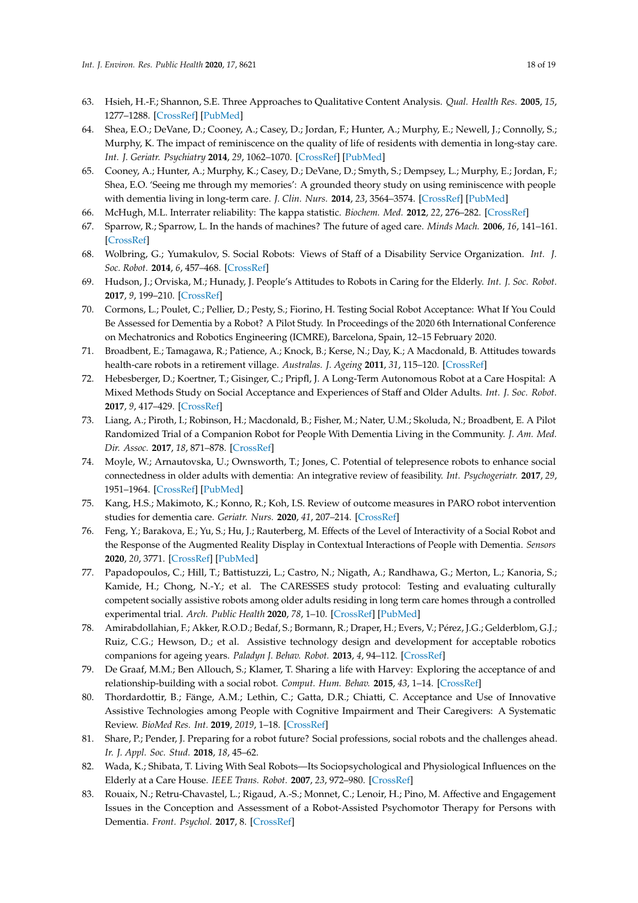63. Hsieh, H.-F.; Shannon, S.E. Three Approaches to Qualitative Content Analysis. *Qual. Health Res.* **2005**, *15*, 1277–1288. [CrossRef] [PubMed]
64. Shea, E.O.; DeVane, D.; Cooney, A.; Casey, D.; Jordan, F.; Hunter, A.; Murphy, E.; Newell, J.; Connolly, S.; Murphy, K. The impact of reminiscence on the quality of life of residents with dementia in long-stay care. *Int. J. Geriatr. Psychiatry* **2014**, *29*, 1062–1070. [CrossRef] [PubMed]
65. Cooney, A.; Hunter, A.; Murphy, K.; Casey, D.; DeVane, D.; Smyth, S.; Dempsey, L.; Murphy, E.; Jordan, F.; Shea, E.O. 'Seeing me through my memories': A grounded theory study on using reminiscence with people with dementia living in long-term care. *J. Clin. Nurs.* **2014**, *23*, 3564–3574. [CrossRef] [PubMed]
66. McHugh, M.L. Interrater reliability: The kappa statistic. *Biochem. Med.* **2012**, *22*, 276–282. [CrossRef]
67. Sparrow, R.; Sparrow, L. In the hands of machines? The future of aged care. *Minds Mach.* **2006**, *16*, 141–161. [CrossRef]
68. Wolbring, G.; Yumakulov, S. Social Robots: Views of Staff of a Disability Service Organization. *Int. J. Soc. Robot.* **2014**, *6*, 457–468. [CrossRef]
69. Hudson, J.; Orviska, M.; Hunady, J. People's Attitudes to Robots in Caring for the Elderly. *Int. J. Soc. Robot.* **2017**, *9*, 199–210. [CrossRef]
70. Cormons, L.; Poulet, C.; Pellier, D.; Pesty, S.; Fiorino, H. Testing Social Robot Acceptance: What If You Could Be Assessed for Dementia by a Robot? A Pilot Study. In Proceedings of the 2020 6th International Conference on Mechatronics and Robotics Engineering (ICMRE), Barcelona, Spain, 12–15 February 2020.
71. Broadbent, E.; Tamagawa, R.; Patience, A.; Knock, B.; Kerse, N.; Day, K.; A Macdonald, B. Attitudes towards health-care robots in a retirement village. *Australas. J. Ageing* **2011**, *31*, 115–120. [CrossRef]
72. Hebesberger, D.; Koertner, T.; Gisinger, C.; Pripfl, J. A Long-Term Autonomous Robot at a Care Hospital: A Mixed Methods Study on Social Acceptance and Experiences of Staff and Older Adults. *Int. J. Soc. Robot.* **2017**, *9*, 417–429. [CrossRef]
73. Liang, A.; Piroth, I.; Robinson, H.; Macdonald, B.; Fisher, M.; Nater, U.M.; Skoluda, N.; Broadbent, E. A Pilot Randomized Trial of a Companion Robot for People With Dementia Living in the Community. *J. Am. Med. Dir. Assoc.* **2017**, *18*, 871–878. [CrossRef]
74. Moyle, W.; Arnautovska, U.; Ownsworth, T.; Jones, C. Potential of telepresence robots to enhance social connectedness in older adults with dementia: An integrative review of feasibility. *Int. Psychogeriatr.* **2017**, *29*, 1951–1964. [CrossRef] [PubMed]
75. Kang, H.S.; Makimoto, K.; Konno, R.; Koh, I.S. Review of outcome measures in PARO robot intervention studies for dementia care. *Geriatr. Nurs.* **2020**, *41*, 207–214. [CrossRef]
76. Feng, Y.; Barakova, E.; Yu, S.; Hu, J.; Rauterberg, M. Effects of the Level of Interactivity of a Social Robot and the Response of the Augmented Reality Display in Contextual Interactions of People with Dementia. *Sensors* **2020**, *20*, 3771. [CrossRef] [PubMed]
77. Papadopoulos, C.; Hill, T.; Battistuzzi, L.; Castro, N.; Nigath, A.; Randhawa, G.; Merton, L.; Kanoria, S.; Kamide, H.; Chong, N.-Y.; et al. The CARESSES study protocol: Testing and evaluating culturally competent socially assistive robots among older adults residing in long term care homes through a controlled experimental trial. *Arch. Public Health* **2020**, *78*, 1–10. [CrossRef] [PubMed]
78. Amirabdollahian, F.; Akker, R.O.D.; Bedaf, S.; Bormann, R.; Draper, H.; Evers, V.; Pérez, J.G.; Gelderblom, G.J.; Ruiz, C.G.; Hewson, D.; et al. Assistive technology design and development for acceptable robotics companions for ageing years. *Paladyn J. Behav. Robot.* **2013**, *4*, 94–112. [CrossRef]
79. De Graaf, M.M.; Ben Allouch, S.; Klamer, T. Sharing a life with Harvey: Exploring the acceptance of and relationship-building with a social robot. *Comput. Hum. Behav.* **2015**, *43*, 1–14. [CrossRef]
80. Thordardottir, B.; Fänge, A.M.; Lethin, C.; Gatta, D.R.; Chiatti, C. Acceptance and Use of Innovative Assistive Technologies among People with Cognitive Impairment and Their Caregivers: A Systematic Review. *BioMed Res. Int.* **2019**, *2019*, 1–18. [CrossRef]
81. Share, P.; Pender, J. Preparing for a robot future? Social professions, social robots and the challenges ahead. *Ir. J. Appl. Soc. Stud.* **2018**, *18*, 45–62.
82. Wada, K.; Shibata, T. Living With Seal Robots—Its Sociopsychological and Physiological Influences on the Elderly at a Care House. *IEEE Trans. Robot.* **2007**, *23*, 972–980. [CrossRef]
83. Rouaix, N.; Retru-Chavastel, L.; Rigaud, A.-S.; Monnet, C.; Lenoir, H.; Pino, M. Affective and Engagement Issues in the Conception and Assessment of a Robot-Assisted Psychomotor Therapy for Persons with Dementia. *Front. Psychol.* **2017**, 8. [CrossRef]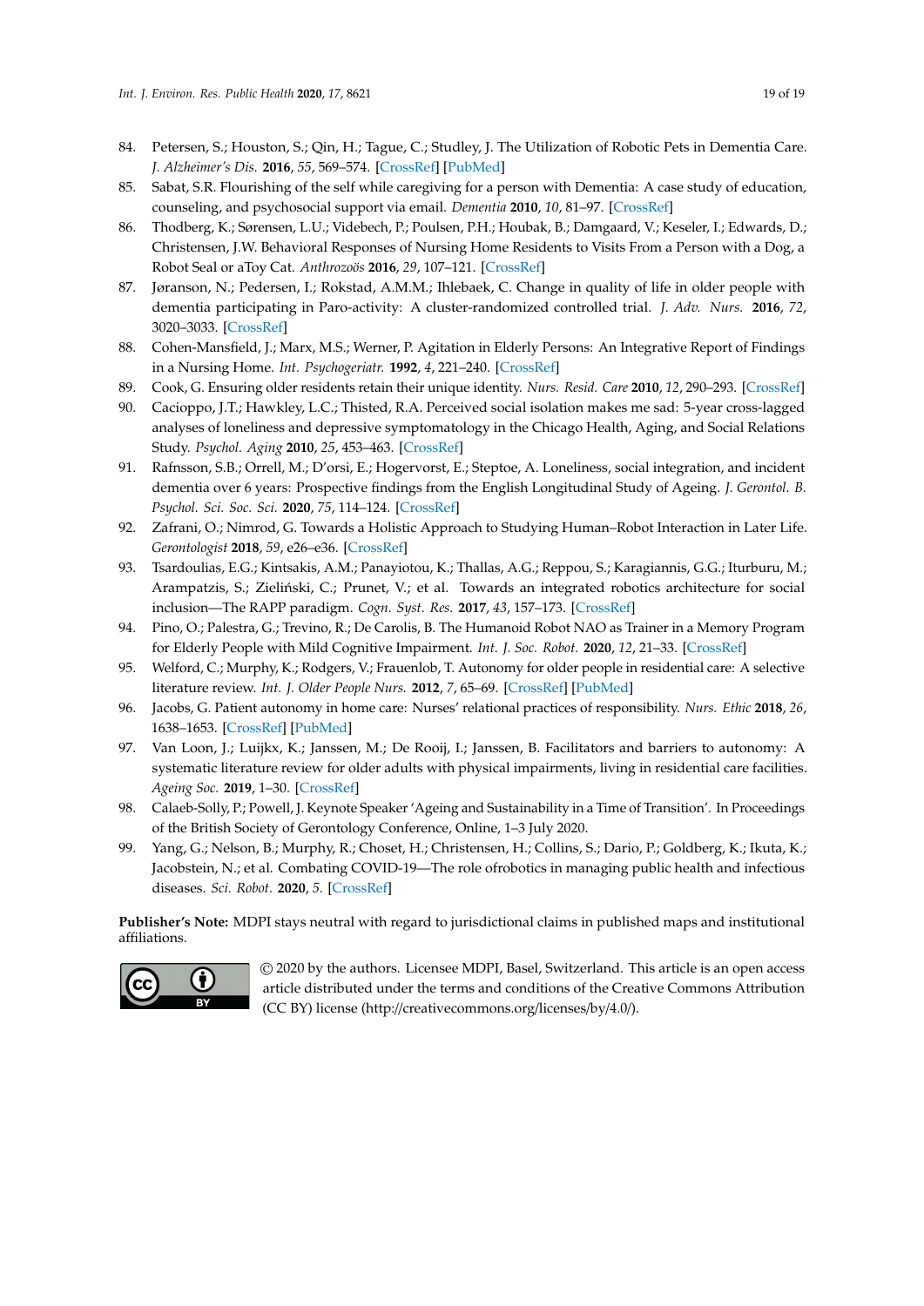84. Petersen, S.; Houston, S.; Qin, H.; Tague, C.; Studley, J. The Utilization of Robotic Pets in Dementia Care. *J. Alzheimer's Dis.* **2016**, *55*, 569–574. [CrossRef] [PubMed]
85. Sabat, S.R. Flourishing of the self while caregiving for a person with Dementia: A case study of education, counseling, and psychosocial support via email. *Dementia* **2010**, *10*, 81–97. [CrossRef]
86. Thodberg, K.; Sørensen, L.U.; Videbech, P.; Poulsen, P.H.; Houbak, B.; Damgaard, V.; Keseler, I.; Edwards, D.; Christensen, J.W. Behavioral Responses of Nursing Home Residents to Visits From a Person with a Dog, a Robot Seal or aToy Cat. *Anthrozoös* **2016**, *29*, 107–121. [CrossRef]
87. Jøranson, N.; Pedersen, I.; Rokstad, A.M.M.; Ihlebaek, C. Change in quality of life in older people with dementia participating in Paro-activity: A cluster-randomized controlled trial. *J. Adv. Nurs.* **2016**, *72*, 3020–3033. [CrossRef]
88. Cohen-Mansfield, J.; Marx, M.S.; Werner, P. Agitation in Elderly Persons: An Integrative Report of Findings in a Nursing Home. *Int. Psychogeriatr.* **1992**, *4*, 221–240. [CrossRef]
89. Cook, G. Ensuring older residents retain their unique identity. *Nurs. Resid. Care* **2010**, *12*, 290–293. [CrossRef]
90. Cacioppo, J.T.; Hawkley, L.C.; Thisted, R.A. Perceived social isolation makes me sad: 5-year cross-lagged analyses of loneliness and depressive symptomatology in the Chicago Health, Aging, and Social Relations Study. *Psychol. Aging* **2010**, *25*, 453–463. [CrossRef]
91. Rafnsson, S.B.; Orrell, M.; D'orsi, E.; Hogervorst, E.; Steptoe, A. Loneliness, social integration, and incident dementia over 6 years: Prospective findings from the English Longitudinal Study of Ageing. *J. Gerontol. B. Psychol. Sci. Soc. Sci.* **2020**, *75*, 114–124. [CrossRef]
92. Zafrani, O.; Nimrod, G. Towards a Holistic Approach to Studying Human–Robot Interaction in Later Life. *Gerontologist* **2018**, *59*, e26–e36. [CrossRef]
93. Tsardoulias, E.G.; Kintsakis, A.M.; Panayiotou, K.; Thallas, A.G.; Reppou, S.; Karagiannis, G.G.; Iturburu, M.; Arampatzis, S.; Zieliński, C.; Prunet, V.; et al. Towards an integrated robotics architecture for social inclusion—The RAPP paradigm. *Cogn. Syst. Res.* **2017**, *43*, 157–173. [CrossRef]
94. Pino, O.; Palestra, G.; Trevino, R.; De Carolis, B. The Humanoid Robot NAO as Trainer in a Memory Program for Elderly People with Mild Cognitive Impairment. *Int. J. Soc. Robot.* **2020**, *12*, 21–33. [CrossRef]
95. Welford, C.; Murphy, K.; Rodgers, V.; Frauenlob, T. Autonomy for older people in residential care: A selective literature review. *Int. J. Older People Nurs.* **2012**, *7*, 65–69. [CrossRef] [PubMed]
96. Jacobs, G. Patient autonomy in home care: Nurses' relational practices of responsibility. *Nurs. Ethic* **2018**, *26*, 1638–1653. [CrossRef] [PubMed]
97. Van Loon, J.; Luijkx, K.; Janssen, M.; De Rooij, I.; Janssen, B. Facilitators and barriers to autonomy: A systematic literature review for older adults with physical impairments, living in residential care facilities. *Ageing Soc.* **2019**, 1–30. [CrossRef]
98. Calaeb-Solly, P.; Powell, J. Keynote Speaker 'Ageing and Sustainability in a Time of Transition'. In Proceedings of the British Society of Gerontology Conference, Online, 1–3 July 2020.
99. Yang, G.; Nelson, B.; Murphy, R.; Choset, H.; Christensen, H.; Collins, S.; Dario, P.; Goldberg, K.; Ikuta, K.; Jacobstein, N.; et al. Combating COVID-19—The role ofrobotics in managing public health and infectious diseases. *Sci. Robot.* **2020**, *5*. [CrossRef]

**Publisher's Note:** MDPI stays neutral with regard to jurisdictional claims in published maps and institutional affiliations.

© 2020 by the authors. Licensee MDPI, Basel, Switzerland. This article is an open access article distributed under the terms and conditions of the Creative Commons Attribution (CC BY) license (http://creativecommons.org/licenses/by/4.0/).